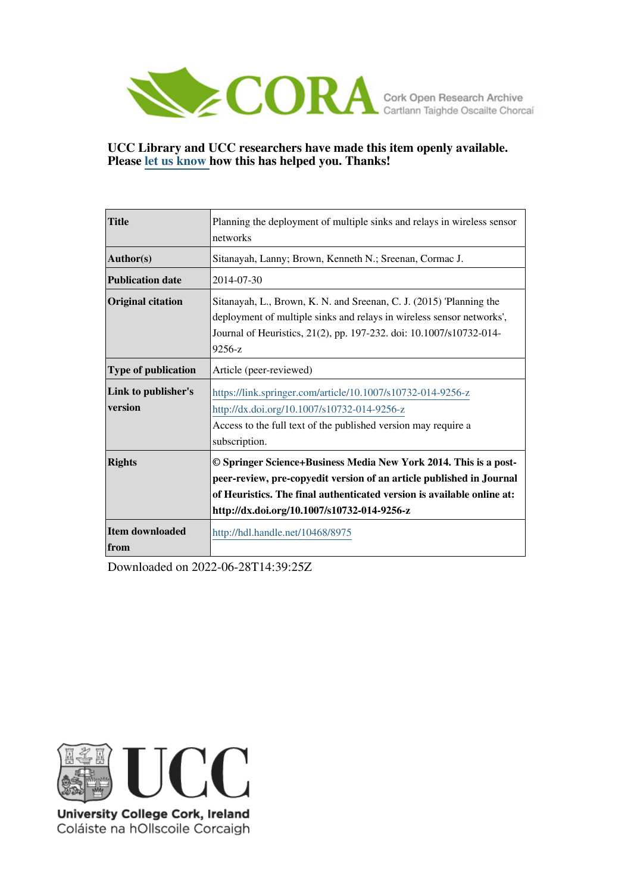CORA Cork Open Research Archive
Cartlann Taighde Oscailte Chorcaí

**UCC Library and UCC researchers have made this item openly available. Please let us know how this has helped you. Thanks!**

| | |
|---|---|
| **Title** | Planning the deployment of multiple sinks and relays in wireless sensor networks |
| **Author(s)** | Sitanayah, Lanny; Brown, Kenneth N.; Sreenan, Cormac J. |
| **Publication date** | 2014-07-30 |
| **Original citation** | Sitanayah, L., Brown, K. N. and Sreenan, C. J. (2015) 'Planning the deployment of multiple sinks and relays in wireless sensor networks', Journal of Heuristics, 21(2), pp. 197-232. doi: 10.1007/s10732-014-9256-z |
| **Type of publication** | Article (peer-reviewed) |
| **Link to publisher's version** | https://link.springer.com/article/10.1007/s10732-014-9256-z http://dx.doi.org/10.1007/s10732-014-9256-z Access to the full text of the published version may require a subscription. |
| **Rights** | **© Springer Science+Business Media New York 2014. This is a post-peer-review, pre-copyedit version of an article published in Journal of Heuristics. The final authenticated version is available online at: http://dx.doi.org/10.1007/s10732-014-9256-z** |
| **Item downloaded from** | http://hdl.handle.net/10468/8975 |

Downloaded on 2022-06-28T14:39:25Z

University College Cork, Ireland
Coláiste na hOllscoile Corcaigh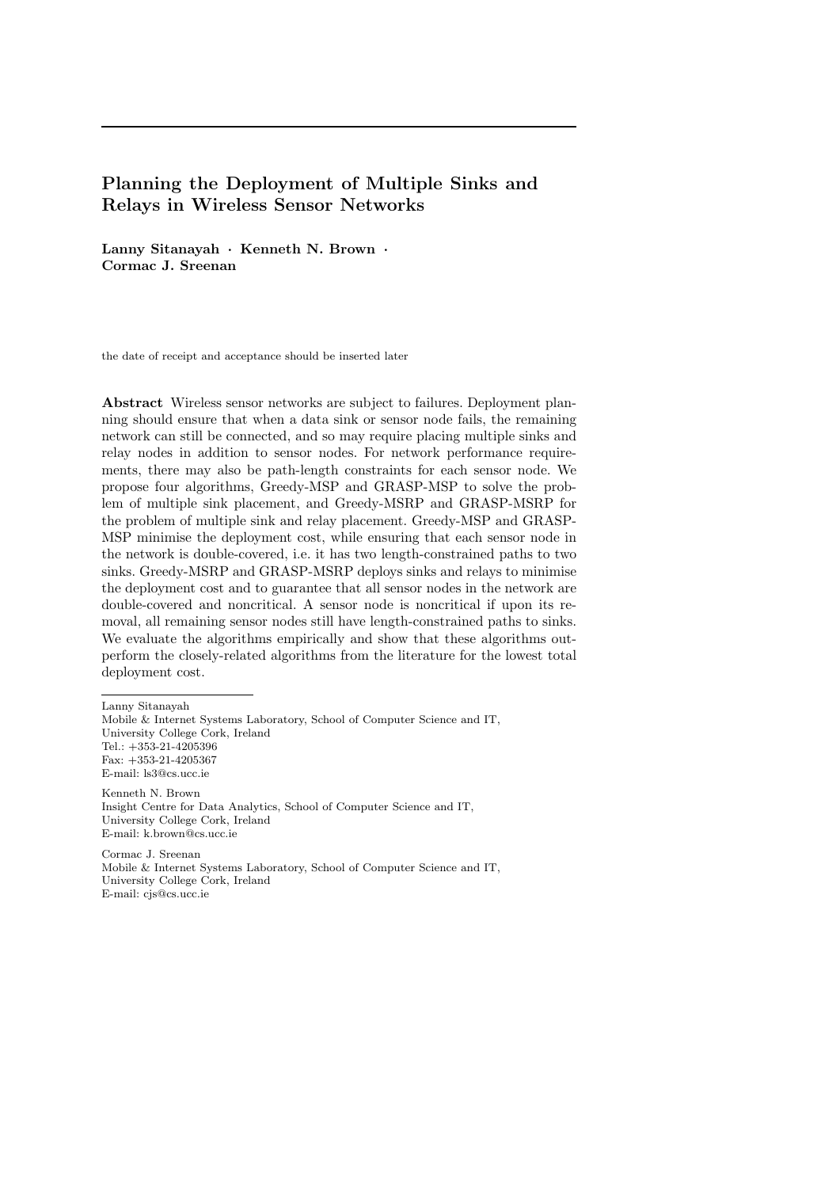# Planning the Deployment of Multiple Sinks and Relays in Wireless Sensor Networks

**Lanny Sitanayah · Kenneth N. Brown · Cormac J. Sreenan**

the date of receipt and acceptance should be inserted later

**Abstract** Wireless sensor networks are subject to failures. Deployment planning should ensure that when a data sink or sensor node fails, the remaining network can still be connected, and so may require placing multiple sinks and relay nodes in addition to sensor nodes. For network performance requirements, there may also be path-length constraints for each sensor node. We propose four algorithms, Greedy-MSP and GRASP-MSP to solve the problem of multiple sink placement, and Greedy-MSRP and GRASP-MSRP for the problem of multiple sink and relay placement. Greedy-MSP and GRASP-MSP minimise the deployment cost, while ensuring that each sensor node in the network is double-covered, i.e. it has two length-constrained paths to two sinks. Greedy-MSRP and GRASP-MSRP deploys sinks and relays to minimise the deployment cost and to guarantee that all sensor nodes in the network are double-covered and noncritical. A sensor node is noncritical if upon its removal, all remaining sensor nodes still have length-constrained paths to sinks. We evaluate the algorithms empirically and show that these algorithms outperform the closely-related algorithms from the literature for the lowest total deployment cost.

---

Lanny Sitanayah
Mobile & Internet Systems Laboratory, School of Computer Science and IT,
University College Cork, Ireland
Tel.: +353-21-4205396
Fax: +353-21-4205367
E-mail: ls3@cs.ucc.ie

Kenneth N. Brown
Insight Centre for Data Analytics, School of Computer Science and IT,
University College Cork, Ireland
E-mail: k.brown@cs.ucc.ie

Cormac J. Sreenan
Mobile & Internet Systems Laboratory, School of Computer Science and IT,
University College Cork, Ireland
E-mail: cjs@cs.ucc.ie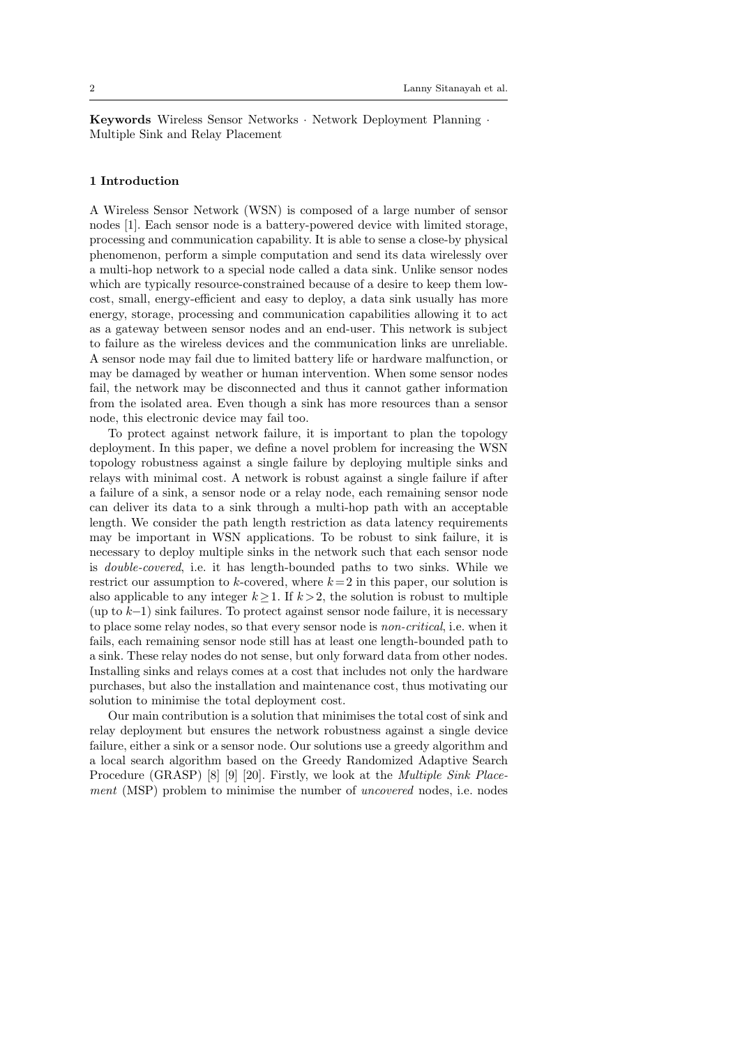**Keywords** Wireless Sensor Networks · Network Deployment Planning · Multiple Sink and Relay Placement

## 1 Introduction

A Wireless Sensor Network (WSN) is composed of a large number of sensor nodes [1]. Each sensor node is a battery-powered device with limited storage, processing and communication capability. It is able to sense a close-by physical phenomenon, perform a simple computation and send its data wirelessly over a multi-hop network to a special node called a data sink. Unlike sensor nodes which are typically resource-constrained because of a desire to keep them low-cost, small, energy-efficient and easy to deploy, a data sink usually has more energy, storage, processing and communication capabilities allowing it to act as a gateway between sensor nodes and an end-user. This network is subject to failure as the wireless devices and the communication links are unreliable. A sensor node may fail due to limited battery life or hardware malfunction, or may be damaged by weather or human intervention. When some sensor nodes fail, the network may be disconnected and thus it cannot gather information from the isolated area. Even though a sink has more resources than a sensor node, this electronic device may fail too.

To protect against network failure, it is important to plan the topology deployment. In this paper, we define a novel problem for increasing the WSN topology robustness against a single failure by deploying multiple sinks and relays with minimal cost. A network is robust against a single failure if after a failure of a sink, a sensor node or a relay node, each remaining sensor node can deliver its data to a sink through a multi-hop path with an acceptable length. We consider the path length restriction as data latency requirements may be important in WSN applications. To be robust to sink failure, it is necessary to deploy multiple sinks in the network such that each sensor node is *double-covered*, i.e. it has length-bounded paths to two sinks. While we restrict our assumption to $k$-covered, where $k = 2$ in this paper, our solution is also applicable to any integer $k \geq 1$. If $k > 2$, the solution is robust to multiple (up to $k-1$) sink failures. To protect against sensor node failure, it is necessary to place some relay nodes, so that every sensor node is *non-critical*, i.e. when it fails, each remaining sensor node still has at least one length-bounded path to a sink. These relay nodes do not sense, but only forward data from other nodes. Installing sinks and relays comes at a cost that includes not only the hardware purchases, but also the installation and maintenance cost, thus motivating our solution to minimise the total deployment cost.

Our main contribution is a solution that minimises the total cost of sink and relay deployment but ensures the network robustness against a single device failure, either a sink or a sensor node. Our solutions use a greedy algorithm and a local search algorithm based on the Greedy Randomized Adaptive Search Procedure (GRASP) [8] [9] [20]. Firstly, we look at the *Multiple Sink Placement* (MSP) problem to minimise the number of *uncovered* nodes, i.e. nodes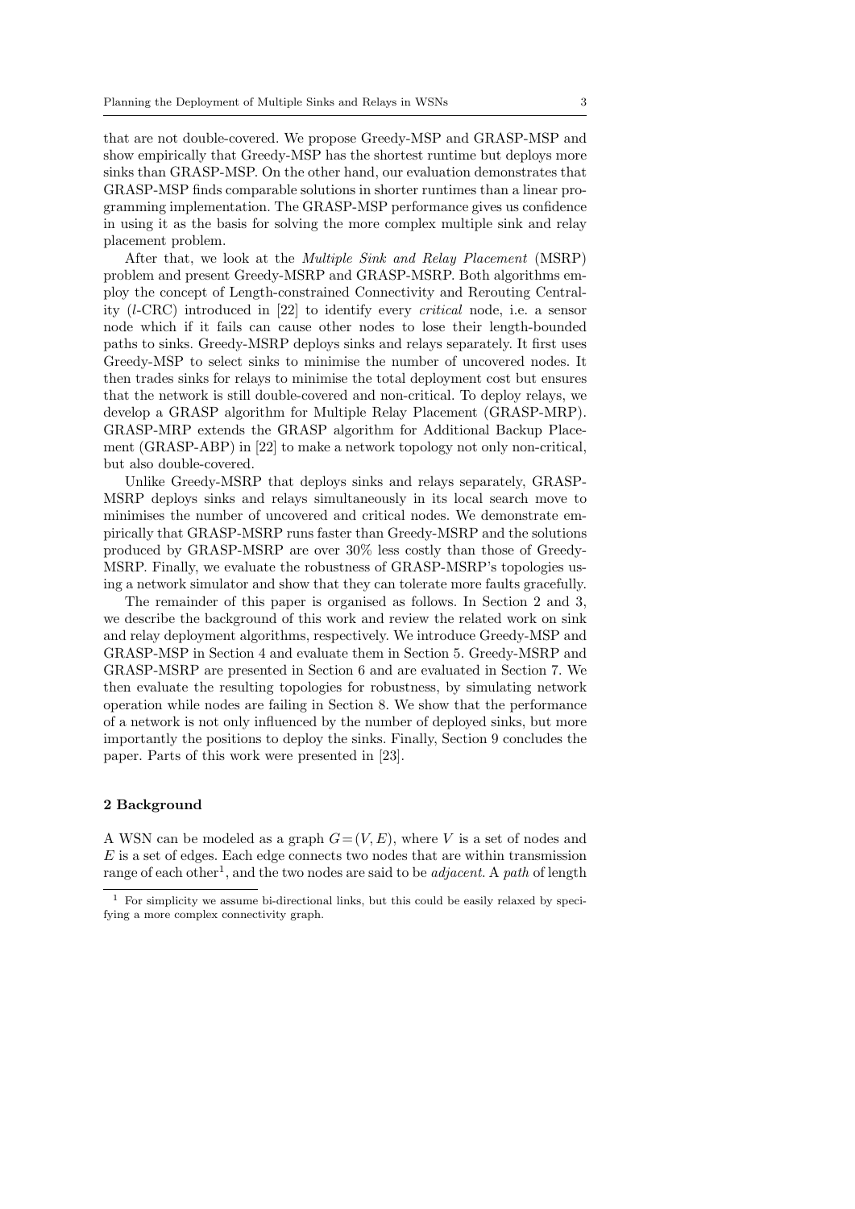that are not double-covered. We propose Greedy-MSP and GRASP-MSP and show empirically that Greedy-MSP has the shortest runtime but deploys more sinks than GRASP-MSP. On the other hand, our evaluation demonstrates that GRASP-MSP finds comparable solutions in shorter runtimes than a linear programming implementation. The GRASP-MSP performance gives us confidence in using it as the basis for solving the more complex multiple sink and relay placement problem.

After that, we look at the *Multiple Sink and Relay Placement* (MSRP) problem and present Greedy-MSRP and GRASP-MSRP. Both algorithms employ the concept of Length-constrained Connectivity and Rerouting Centrality ($l$-CRC) introduced in [22] to identify every *critical* node, i.e. a sensor node which if it fails can cause other nodes to lose their length-bounded paths to sinks. Greedy-MSRP deploys sinks and relays separately. It first uses Greedy-MSP to select sinks to minimise the number of uncovered nodes. It then trades sinks for relays to minimise the total deployment cost but ensures that the network is still double-covered and non-critical. To deploy relays, we develop a GRASP algorithm for Multiple Relay Placement (GRASP-MRP). GRASP-MRP extends the GRASP algorithm for Additional Backup Placement (GRASP-ABP) in [22] to make a network topology not only non-critical, but also double-covered.

Unlike Greedy-MSRP that deploys sinks and relays separately, GRASP-MSRP deploys sinks and relays simultaneously in its local search move to minimises the number of uncovered and critical nodes. We demonstrate empirically that GRASP-MSRP runs faster than Greedy-MSRP and the solutions produced by GRASP-MSRP are over 30% less costly than those of Greedy-MSRP. Finally, we evaluate the robustness of GRASP-MSRP's topologies using a network simulator and show that they can tolerate more faults gracefully.

The remainder of this paper is organised as follows. In Section 2 and 3, we describe the background of this work and review the related work on sink and relay deployment algorithms, respectively. We introduce Greedy-MSP and GRASP-MSP in Section 4 and evaluate them in Section 5. Greedy-MSRP and GRASP-MSRP are presented in Section 6 and are evaluated in Section 7. We then evaluate the resulting topologies for robustness, by simulating network operation while nodes are failing in Section 8. We show that the performance of a network is not only influenced by the number of deployed sinks, but more importantly the positions to deploy the sinks. Finally, Section 9 concludes the paper. Parts of this work were presented in [23].

## 2 Background

A WSN can be modeled as a graph $G = (V, E)$, where $V$ is a set of nodes and $E$ is a set of edges. Each edge connects two nodes that are within transmission range of each other[1], and the two nodes are said to be *adjacent*. A *path* of length

[1] For simplicity we assume bi-directional links, but this could be easily relaxed by specifying a more complex connectivity graph.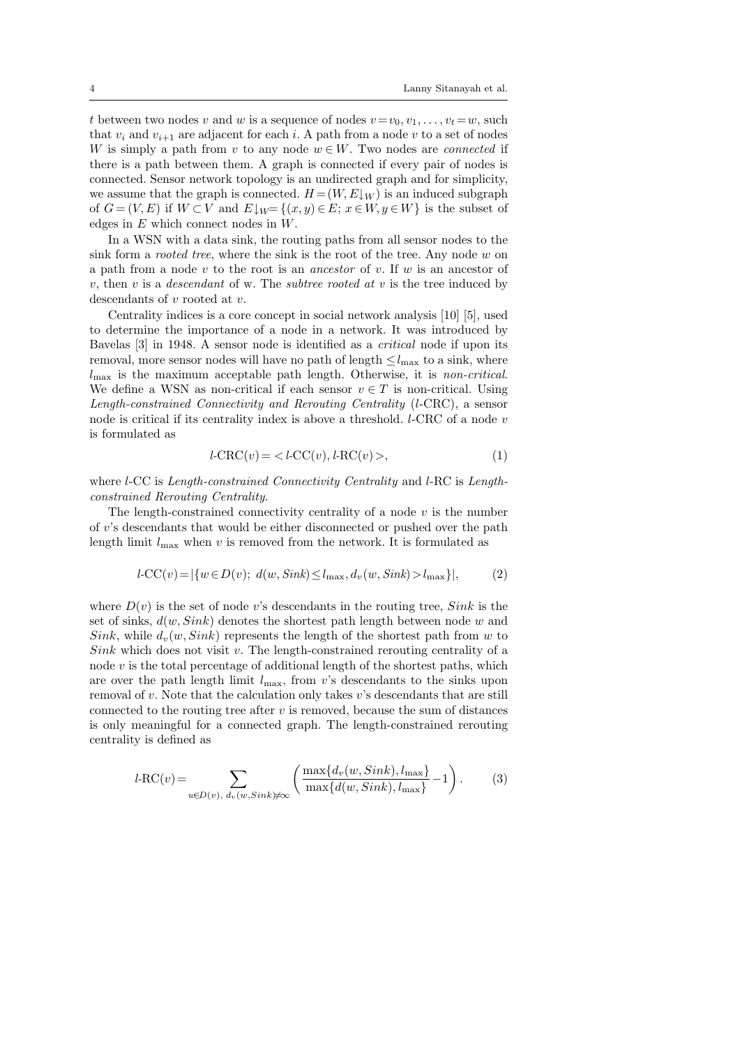$t$ between two nodes $v$ and $w$ is a sequence of nodes $v = v_0, v_1, \ldots, v_t = w$, such that $v_i$ and $v_{i+1}$ are adjacent for each $i$. A path from a node $v$ to a set of nodes $W$ is simply a path from $v$ to any node $w \in W$. Two nodes are *connected* if there is a path between them. A graph is connected if every pair of nodes is connected. Sensor network topology is an undirected graph and for simplicity, we assume that the graph is connected. $H = (W, E{\downarrow_W})$ is an induced subgraph of $G = (V, E)$ if $W \subset V$ and $E{\downarrow_W} = \{(x, y) \in E;\ x \in W, y \in W\}$ is the subset of edges in $E$ which connect nodes in $W$.

In a WSN with a data sink, the routing paths from all sensor nodes to the sink form a *rooted tree*, where the sink is the root of the tree. Any node $w$ on a path from a node $v$ to the root is an *ancestor* of $v$. If $w$ is an ancestor of $v$, then $v$ is a *descendant* of w. The *subtree rooted at* $v$ is the tree induced by descendants of $v$ rooted at $v$.

Centrality indices is a core concept in social network analysis [10] [5], used to determine the importance of a node in a network. It was introduced by Bavelas [3] in 1948. A sensor node is identified as a *critical* node if upon its removal, more sensor nodes will have no path of length $\leq l_{\max}$ to a sink, where $l_{\max}$ is the maximum acceptable path length. Otherwise, it is *non-critical*. We define a WSN as non-critical if each sensor $v \in T$ is non-critical. Using *Length-constrained Connectivity and Rerouting Centrality* ($l$-CRC), a sensor node is critical if its centrality index is above a threshold. $l$-CRC of a node $v$ is formulated as

$$l\text{-CRC}(v) = < l\text{-CC}(v), l\text{-RC}(v) >, \tag{1}$$

where $l$-CC is *Length-constrained Connectivity Centrality* and $l$-RC is *Length-constrained Rerouting Centrality*.

The length-constrained connectivity centrality of a node $v$ is the number of $v$'s descendants that would be either disconnected or pushed over the path length limit $l_{\max}$ when $v$ is removed from the network. It is formulated as

$$l\text{-CC}(v) = |\{w \in D(v);\ d(w, Sink) \leq l_{\max}, d_v(w, Sink) > l_{\max}\}|, \tag{2}$$

where $D(v)$ is the set of node $v$'s descendants in the routing tree, $Sink$ is the set of sinks, $d(w, Sink)$ denotes the shortest path length between node $w$ and $Sink$, while $d_v(w, Sink)$ represents the length of the shortest path from $w$ to $Sink$ which does not visit $v$. The length-constrained rerouting centrality of a node $v$ is the total percentage of additional length of the shortest paths, which are over the path length limit $l_{\max}$, from $v$'s descendants to the sinks upon removal of $v$. Note that the calculation only takes $v$'s descendants that are still connected to the routing tree after $v$ is removed, because the sum of distances is only meaningful for a connected graph. The length-constrained rerouting centrality is defined as

$$l\text{-RC}(v) = \sum_{w \in D(v),\ d_v(w, Sink) \neq \infty} \left( \frac{\max\{d_v(w, Sink), l_{\max}\}}{\max\{d(w, Sink), l_{\max}\}} - 1 \right). \tag{3}$$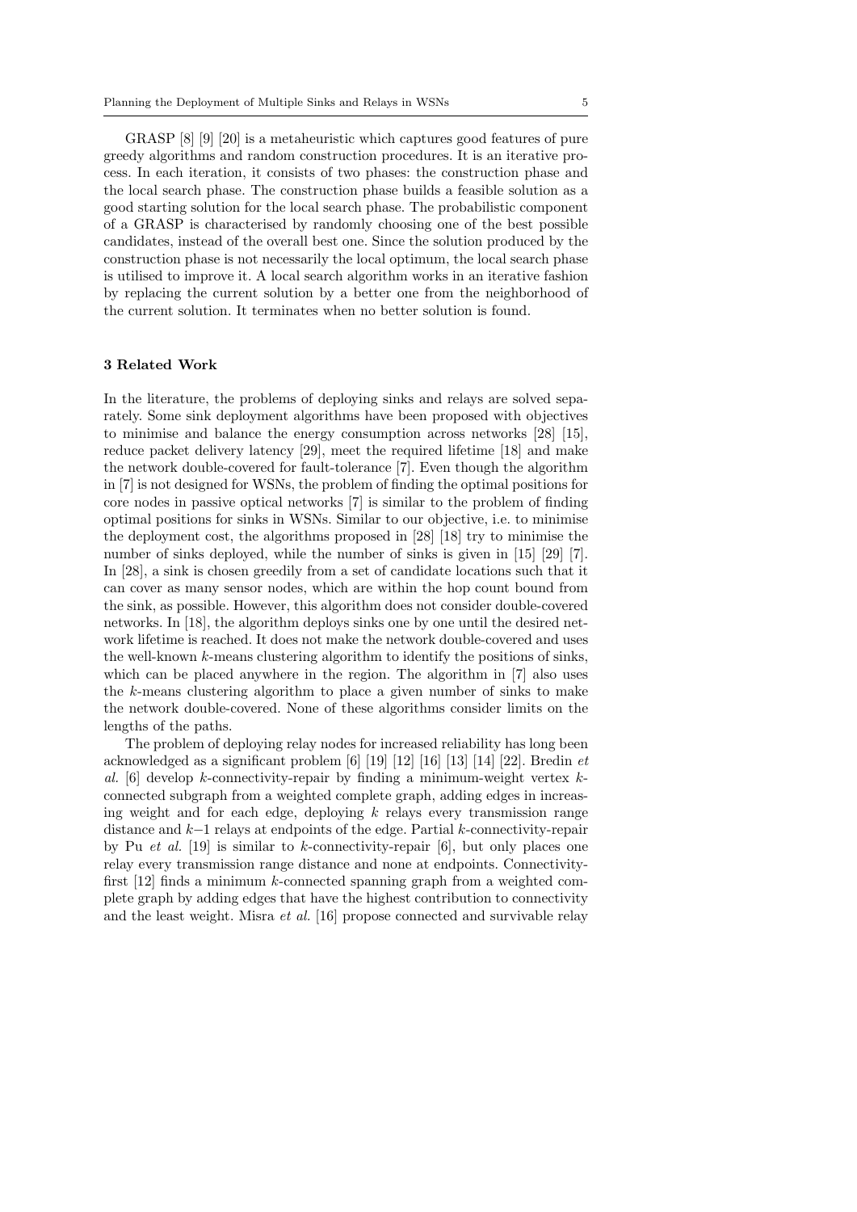GRASP [8] [9] [20] is a metaheuristic which captures good features of pure greedy algorithms and random construction procedures. It is an iterative process. In each iteration, it consists of two phases: the construction phase and the local search phase. The construction phase builds a feasible solution as a good starting solution for the local search phase. The probabilistic component of a GRASP is characterised by randomly choosing one of the best possible candidates, instead of the overall best one. Since the solution produced by the construction phase is not necessarily the local optimum, the local search phase is utilised to improve it. A local search algorithm works in an iterative fashion by replacing the current solution by a better one from the neighborhood of the current solution. It terminates when no better solution is found.

## 3 Related Work

In the literature, the problems of deploying sinks and relays are solved separately. Some sink deployment algorithms have been proposed with objectives to minimise and balance the energy consumption across networks [28] [15], reduce packet delivery latency [29], meet the required lifetime [18] and make the network double-covered for fault-tolerance [7]. Even though the algorithm in [7] is not designed for WSNs, the problem of finding the optimal positions for core nodes in passive optical networks [7] is similar to the problem of finding optimal positions for sinks in WSNs. Similar to our objective, i.e. to minimise the deployment cost, the algorithms proposed in [28] [18] try to minimise the number of sinks deployed, while the number of sinks is given in [15] [29] [7]. In [28], a sink is chosen greedily from a set of candidate locations such that it can cover as many sensor nodes, which are within the hop count bound from the sink, as possible. However, this algorithm does not consider double-covered networks. In [18], the algorithm deploys sinks one by one until the desired network lifetime is reached. It does not make the network double-covered and uses the well-known $k$-means clustering algorithm to identify the positions of sinks, which can be placed anywhere in the region. The algorithm in [7] also uses the $k$-means clustering algorithm to place a given number of sinks to make the network double-covered. None of these algorithms consider limits on the lengths of the paths.

The problem of deploying relay nodes for increased reliability has long been acknowledged as a significant problem [6] [19] [12] [16] [13] [14] [22]. Bredin *et al.* [6] develop $k$-connectivity-repair by finding a minimum-weight vertex $k$-connected subgraph from a weighted complete graph, adding edges in increasing weight and for each edge, deploying $k$ relays every transmission range distance and $k-1$ relays at endpoints of the edge. Partial $k$-connectivity-repair by Pu *et al.* [19] is similar to $k$-connectivity-repair [6], but only places one relay every transmission range distance and none at endpoints. Connectivity-first [12] finds a minimum $k$-connected spanning graph from a weighted complete graph by adding edges that have the highest contribution to connectivity and the least weight. Misra *et al.* [16] propose connected and survivable relay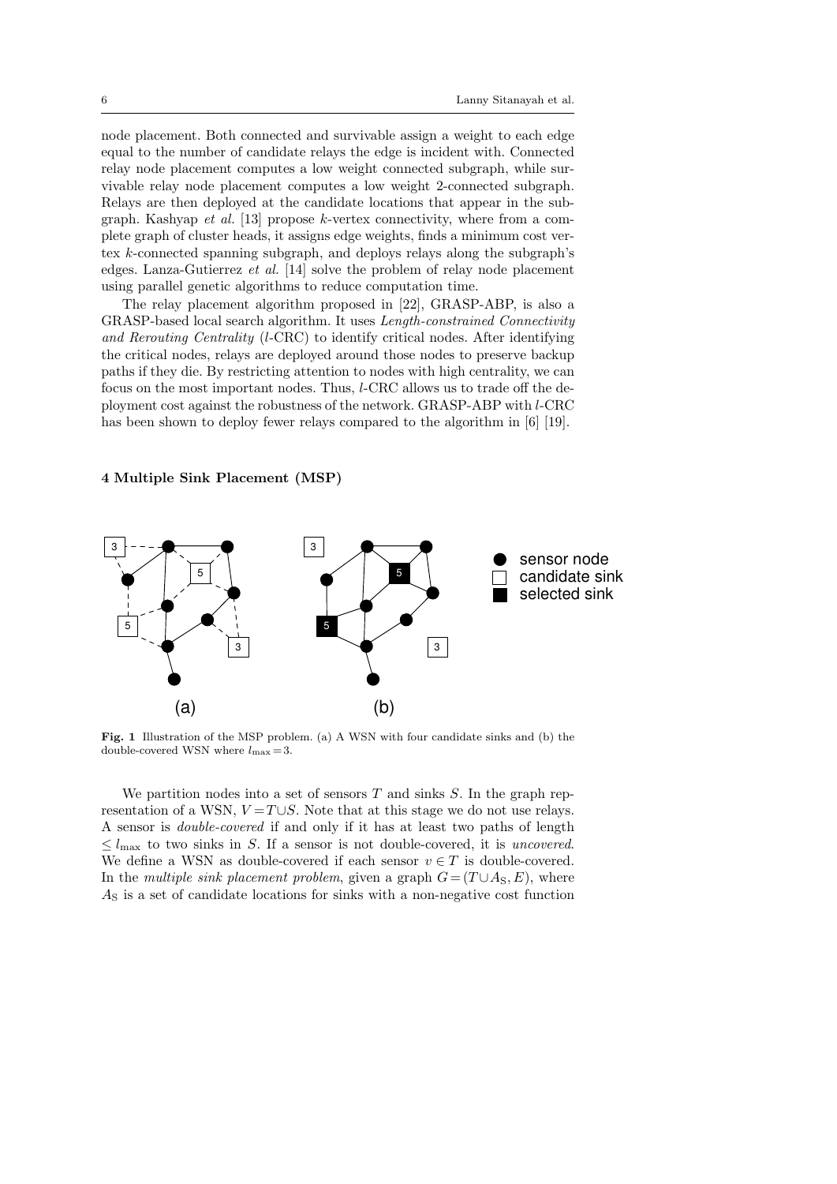node placement. Both connected and survivable assign a weight to each edge equal to the number of candidate relays the edge is incident with. Connected relay node placement computes a low weight connected subgraph, while survivable relay node placement computes a low weight 2-connected subgraph. Relays are then deployed at the candidate locations that appear in the subgraph. Kashyap *et al.* [13] propose $k$-vertex connectivity, where from a complete graph of cluster heads, it assigns edge weights, finds a minimum cost vertex $k$-connected spanning subgraph, and deploys relays along the subgraph's edges. Lanza-Gutierrez *et al.* [14] solve the problem of relay node placement using parallel genetic algorithms to reduce computation time.

The relay placement algorithm proposed in [22], GRASP-ABP, is also a GRASP-based local search algorithm. It uses *Length-constrained Connectivity and Rerouting Centrality* ($l$-CRC) to identify critical nodes. After identifying the critical nodes, relays are deployed around those nodes to preserve backup paths if they die. By restricting attention to nodes with high centrality, we can focus on the most important nodes. Thus, $l$-CRC allows us to trade off the deployment cost against the robustness of the network. GRASP-ABP with $l$-CRC has been shown to deploy fewer relays compared to the algorithm in [6] [19].

## 4 Multiple Sink Placement (MSP)

**Fig. 1** Illustration of the MSP problem. (a) A WSN with four candidate sinks and (b) the double-covered WSN where $l_{\max} = 3$.

We partition nodes into a set of sensors $T$ and sinks $S$. In the graph representation of a WSN, $V = T \cup S$. Note that at this stage we do not use relays. A sensor is *double-covered* if and only if it has at least two paths of length $\leq l_{\max}$ to two sinks in $S$. If a sensor is not double-covered, it is *uncovered*. We define a WSN as double-covered if each sensor $v \in T$ is double-covered. In the *multiple sink placement problem*, given a graph $G = (T \cup A_{\mathrm{S}}, E)$, where $A_{\mathrm{S}}$ is a set of candidate locations for sinks with a non-negative cost function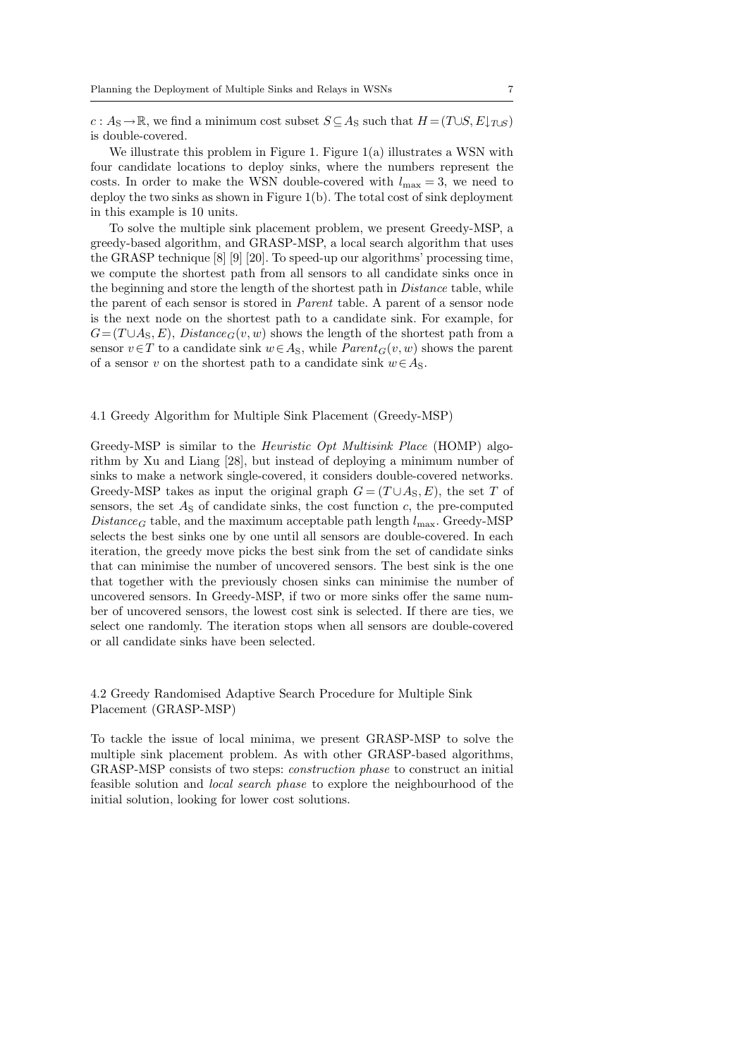$c : A_S \rightarrow \mathbb{R}$, we find a minimum cost subset $S \subseteq A_S$ such that $H = (T \cup S, E{\downarrow}_{T \cup S})$ is double-covered.

We illustrate this problem in Figure 1. Figure 1(a) illustrates a WSN with four candidate locations to deploy sinks, where the numbers represent the costs. In order to make the WSN double-covered with $l_{\max} = 3$, we need to deploy the two sinks as shown in Figure 1(b). The total cost of sink deployment in this example is 10 units.

To solve the multiple sink placement problem, we present Greedy-MSP, a greedy-based algorithm, and GRASP-MSP, a local search algorithm that uses the GRASP technique [8] [9] [20]. To speed-up our algorithms' processing time, we compute the shortest path from all sensors to all candidate sinks once in the beginning and store the length of the shortest path in *Distance* table, while the parent of each sensor is stored in *Parent* table. A parent of a sensor node is the next node on the shortest path to a candidate sink. For example, for $G = (T \cup A_S, E)$, $Distance_G(v, w)$ shows the length of the shortest path from a sensor $v \in T$ to a candidate sink $w \in A_S$, while $Parent_G(v, w)$ shows the parent of a sensor $v$ on the shortest path to a candidate sink $w \in A_S$.

### 4.1 Greedy Algorithm for Multiple Sink Placement (Greedy-MSP)

Greedy-MSP is similar to the *Heuristic Opt Multisink Place* (HOMP) algorithm by Xu and Liang [28], but instead of deploying a minimum number of sinks to make a network single-covered, it considers double-covered networks. Greedy-MSP takes as input the original graph $G = (T \cup A_S, E)$, the set $T$ of sensors, the set $A_S$ of candidate sinks, the cost function $c$, the pre-computed $Distance_G$ table, and the maximum acceptable path length $l_{\max}$. Greedy-MSP selects the best sinks one by one until all sensors are double-covered. In each iteration, the greedy move picks the best sink from the set of candidate sinks that can minimise the number of uncovered sensors. The best sink is the one that together with the previously chosen sinks can minimise the number of uncovered sensors. In Greedy-MSP, if two or more sinks offer the same number of uncovered sensors, the lowest cost sink is selected. If there are ties, we select one randomly. The iteration stops when all sensors are double-covered or all candidate sinks have been selected.

### 4.2 Greedy Randomised Adaptive Search Procedure for Multiple Sink Placement (GRASP-MSP)

To tackle the issue of local minima, we present GRASP-MSP to solve the multiple sink placement problem. As with other GRASP-based algorithms, GRASP-MSP consists of two steps: *construction phase* to construct an initial feasible solution and *local search phase* to explore the neighbourhood of the initial solution, looking for lower cost solutions.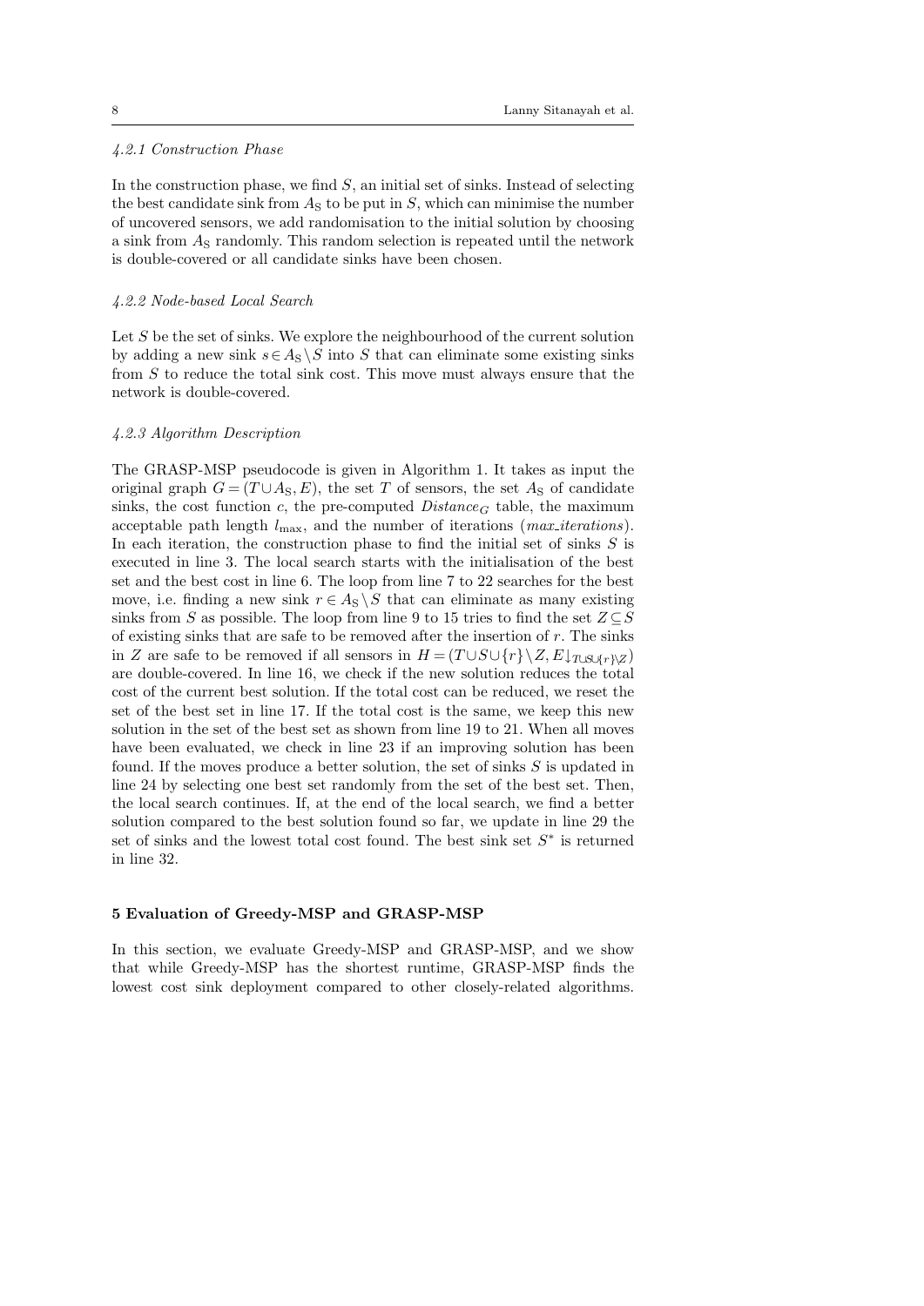#### 4.2.1 Construction Phase

In the construction phase, we find $S$, an initial set of sinks. Instead of selecting the best candidate sink from $A_S$ to be put in $S$, which can minimise the number of uncovered sensors, we add randomisation to the initial solution by choosing a sink from $A_S$ randomly. This random selection is repeated until the network is double-covered or all candidate sinks have been chosen.

#### 4.2.2 Node-based Local Search

Let $S$ be the set of sinks. We explore the neighbourhood of the current solution by adding a new sink $s \in A_S \setminus S$ into $S$ that can eliminate some existing sinks from $S$ to reduce the total sink cost. This move must always ensure that the network is double-covered.

#### 4.2.3 Algorithm Description

The GRASP-MSP pseudocode is given in Algorithm 1. It takes as input the original graph $G = (T \cup A_S, E)$, the set $T$ of sensors, the set $A_S$ of candidate sinks, the cost function $c$, the pre-computed $Distance_G$ table, the maximum acceptable path length $l_{\max}$, and the number of iterations (*max_iterations*). In each iteration, the construction phase to find the initial set of sinks $S$ is executed in line 3. The local search starts with the initialisation of the best set and the best cost in line 6. The loop from line 7 to 22 searches for the best move, i.e. finding a new sink $r \in A_S \setminus S$ that can eliminate as many existing sinks from $S$ as possible. The loop from line 9 to 15 tries to find the set $Z \subseteq S$ of existing sinks that are safe to be removed after the insertion of $r$. The sinks in $Z$ are safe to be removed if all sensors in $H = (T \cup S \cup \{r\} \setminus Z, E{\downarrow_{T \cup S \cup \{r\} \setminus Z}})$ are double-covered. In line 16, we check if the new solution reduces the total cost of the current best solution. If the total cost can be reduced, we reset the set of the best set in line 17. If the total cost is the same, we keep this new solution in the set of the best set as shown from line 19 to 21. When all moves have been evaluated, we check in line 23 if an improving solution has been found. If the moves produce a better solution, the set of sinks $S$ is updated in line 24 by selecting one best set randomly from the set of the best set. Then, the local search continues. If, at the end of the local search, we find a better solution compared to the best solution found so far, we update in line 29 the set of sinks and the lowest total cost found. The best sink set $S^*$ is returned in line 32.

## 5 Evaluation of Greedy-MSP and GRASP-MSP

In this section, we evaluate Greedy-MSP and GRASP-MSP, and we show that while Greedy-MSP has the shortest runtime, GRASP-MSP finds the lowest cost sink deployment compared to other closely-related algorithms.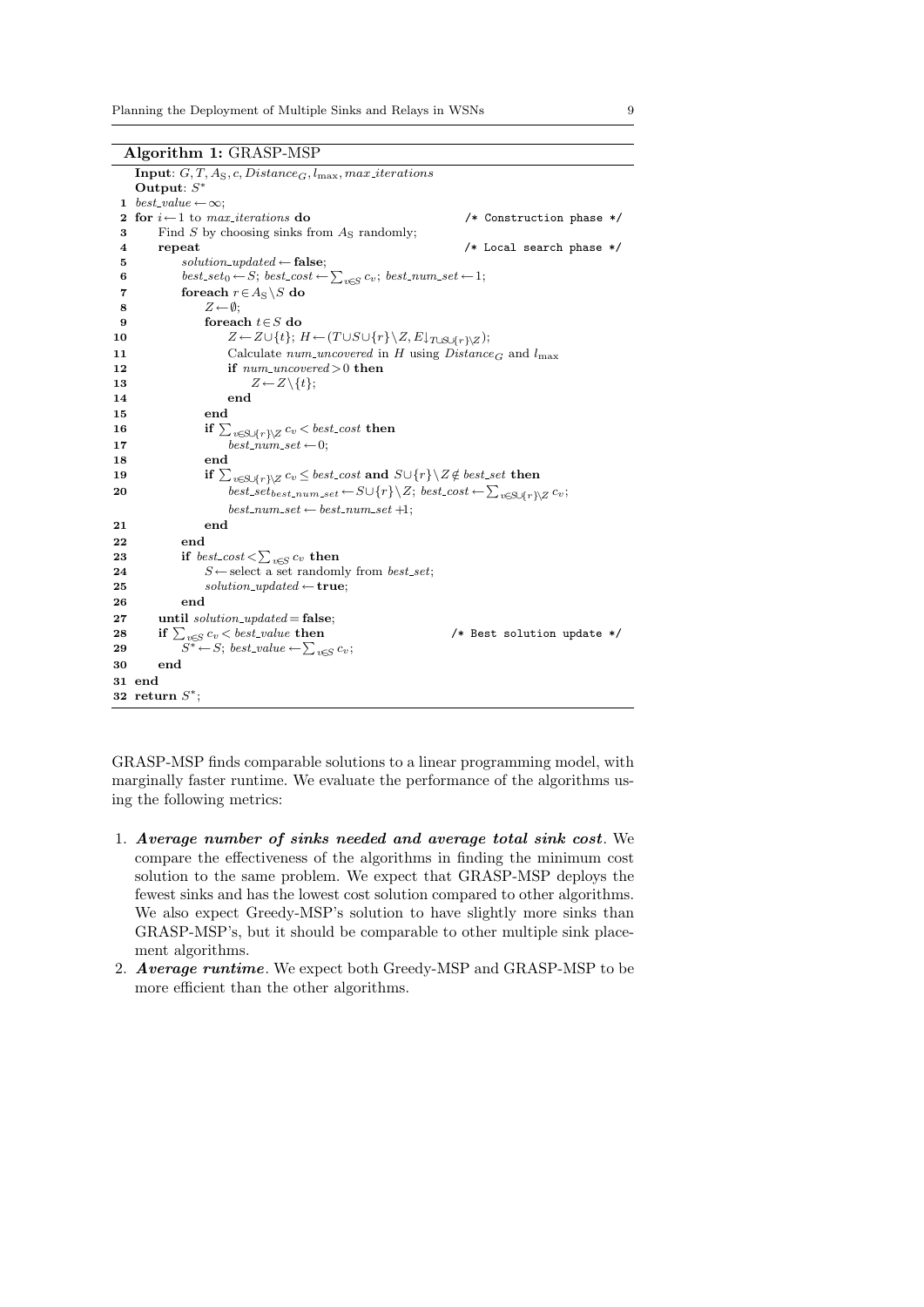**Algorithm 1:** GRASP-MSP

```
   Input: G, T, A_S, c, Distance_G, l_max, max_iterations
   Output: S*
1  best_value ← ∞;
2  for i ← 1 to max_iterations do                          /* Construction phase */
3      Find S by choosing sinks from A_S randomly;
4      repeat                                              /* Local search phase */
5          solution_updated ← false;
6          best_set_0 ← S; best_cost ← Σ_{v∈S} c_v; best_num_set ← 1;
7          foreach r ∈ A_S \ S do
8              Z ← ∅;
9              foreach t ∈ S do
10                 Z ← Z ∪ {t}; H ← (T ∪ S ∪ {r} \ Z, E↓_{T∪S∪{r}\Z});
11                 Calculate num_uncovered in H using Distance_G and l_max
12                 if num_uncovered > 0 then
13                     Z ← Z \ {t};
14                 end
15             end
16             if Σ_{v∈S∪{r}\Z} c_v < best_cost then
17                 best_num_set ← 0;
18             end
19             if Σ_{v∈S∪{r}\Z} c_v ≤ best_cost and S ∪ {r} \ Z ∉ best_set then
20                 best_set_{best_num_set} ← S ∪ {r} \ Z; best_cost ← Σ_{v∈S∪{r}\Z} c_v;
                   best_num_set ← best_num_set + 1;
21             end
22         end
23         if best_cost < Σ_{v∈S} c_v then
24             S ← select a set randomly from best_set;
25             solution_updated ← true;
26         end
27     until solution_updated = false;
28     if Σ_{v∈S} c_v < best_value then                    /* Best solution update */
29         S* ← S; best_value ← Σ_{v∈S} c_v;
30     end
31 end
32 return S*;
```

GRASP-MSP finds comparable solutions to a linear programming model, with marginally faster runtime. We evaluate the performance of the algorithms using the following metrics:

1. ***Average number of sinks needed and average total sink cost***. We compare the effectiveness of the algorithms in finding the minimum cost solution to the same problem. We expect that GRASP-MSP deploys the fewest sinks and has the lowest cost solution compared to other algorithms. We also expect Greedy-MSP's solution to have slightly more sinks than GRASP-MSP's, but it should be comparable to other multiple sink placement algorithms.
2. ***Average runtime***. We expect both Greedy-MSP and GRASP-MSP to be more efficient than the other algorithms.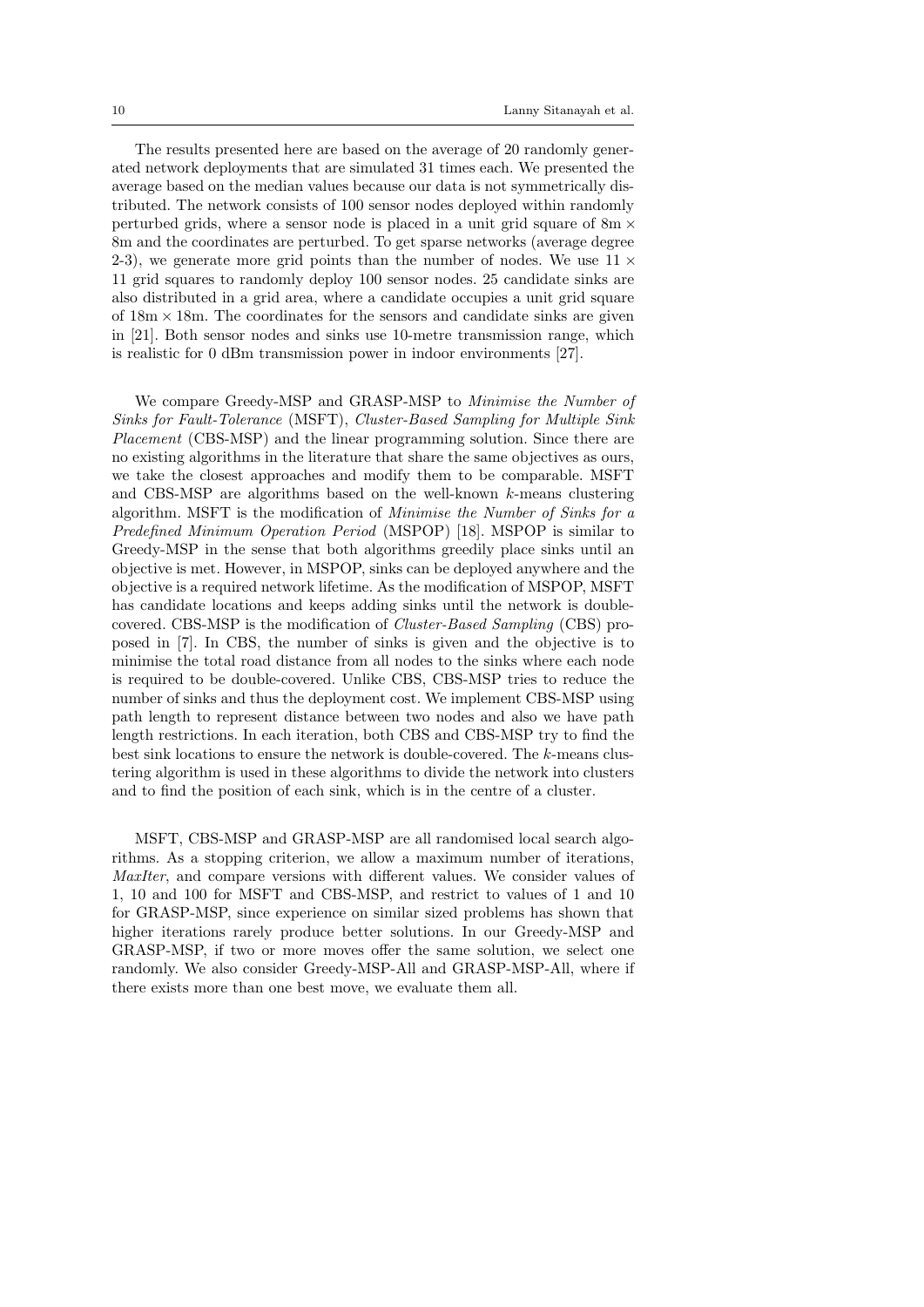The results presented here are based on the average of 20 randomly generated network deployments that are simulated 31 times each. We presented the average based on the median values because our data is not symmetrically distributed. The network consists of 100 sensor nodes deployed within randomly perturbed grids, where a sensor node is placed in a unit grid square of 8m $\times$ 8m and the coordinates are perturbed. To get sparse networks (average degree 2-3), we generate more grid points than the number of nodes. We use 11 $\times$ 11 grid squares to randomly deploy 100 sensor nodes. 25 candidate sinks are also distributed in a grid area, where a candidate occupies a unit grid square of 18m $\times$ 18m. The coordinates for the sensors and candidate sinks are given in [21]. Both sensor nodes and sinks use 10-metre transmission range, which is realistic for 0 dBm transmission power in indoor environments [27].

We compare Greedy-MSP and GRASP-MSP to *Minimise the Number of Sinks for Fault-Tolerance* (MSFT), *Cluster-Based Sampling for Multiple Sink Placement* (CBS-MSP) and the linear programming solution. Since there are no existing algorithms in the literature that share the same objectives as ours, we take the closest approaches and modify them to be comparable. MSFT and CBS-MSP are algorithms based on the well-known $k$-means clustering algorithm. MSFT is the modification of *Minimise the Number of Sinks for a Predefined Minimum Operation Period* (MSPOP) [18]. MSPOP is similar to Greedy-MSP in the sense that both algorithms greedily place sinks until an objective is met. However, in MSPOP, sinks can be deployed anywhere and the objective is a required network lifetime. As the modification of MSPOP, MSFT has candidate locations and keeps adding sinks until the network is double-covered. CBS-MSP is the modification of *Cluster-Based Sampling* (CBS) proposed in [7]. In CBS, the number of sinks is given and the objective is to minimise the total road distance from all nodes to the sinks where each node is required to be double-covered. Unlike CBS, CBS-MSP tries to reduce the number of sinks and thus the deployment cost. We implement CBS-MSP using path length to represent distance between two nodes and also we have path length restrictions. In each iteration, both CBS and CBS-MSP try to find the best sink locations to ensure the network is double-covered. The $k$-means clustering algorithm is used in these algorithms to divide the network into clusters and to find the position of each sink, which is in the centre of a cluster.

MSFT, CBS-MSP and GRASP-MSP are all randomised local search algorithms. As a stopping criterion, we allow a maximum number of iterations, *MaxIter*, and compare versions with different values. We consider values of 1, 10 and 100 for MSFT and CBS-MSP, and restrict to values of 1 and 10 for GRASP-MSP, since experience on similar sized problems has shown that higher iterations rarely produce better solutions. In our Greedy-MSP and GRASP-MSP, if two or more moves offer the same solution, we select one randomly. We also consider Greedy-MSP-All and GRASP-MSP-All, where if there exists more than one best move, we evaluate them all.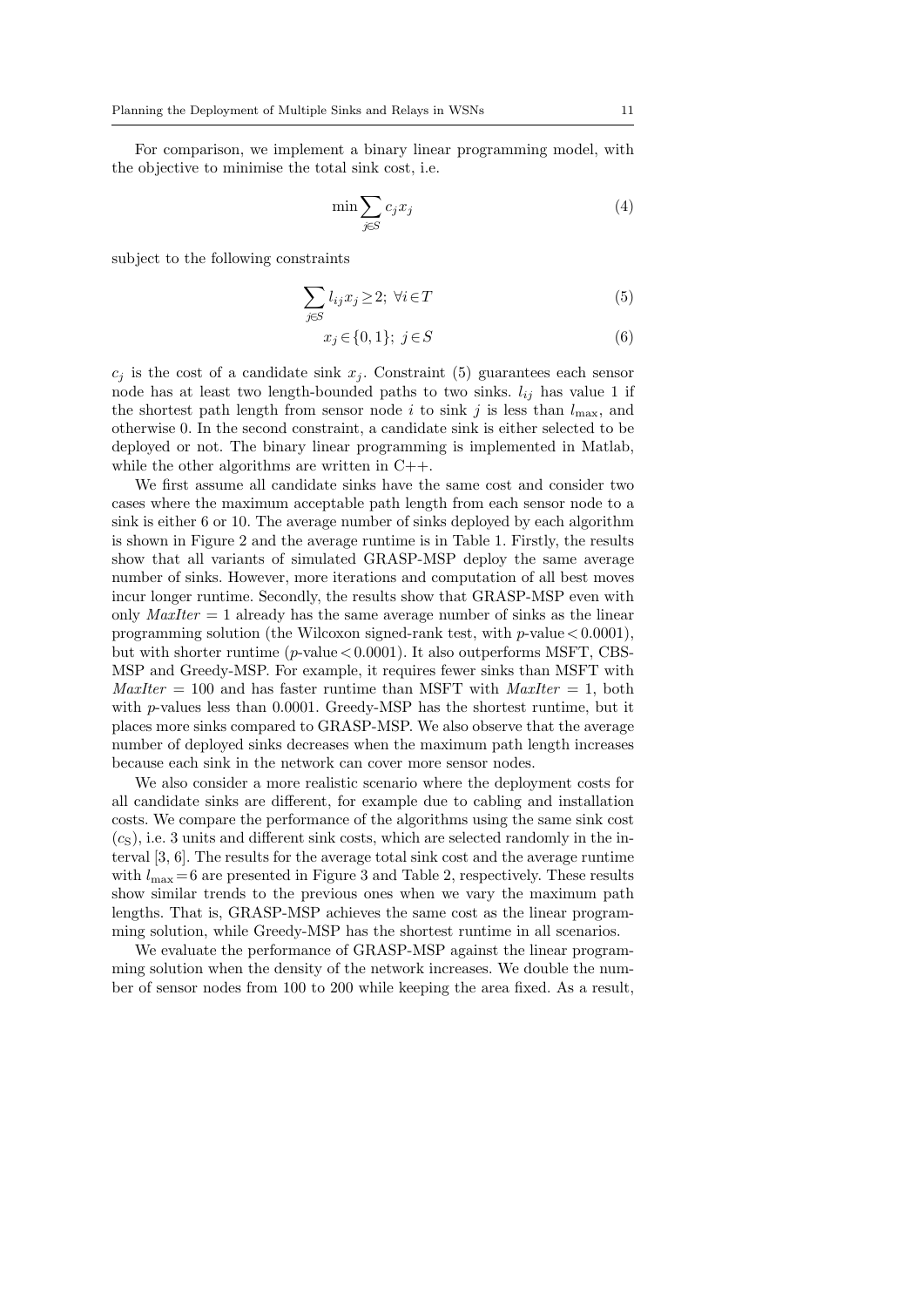For comparison, we implement a binary linear programming model, with the objective to minimise the total sink cost, i.e.

$$\min \sum_{j \in S} c_j x_j \tag{4}$$

subject to the following constraints

$$\sum_{j \in S} l_{ij} x_j \geq 2;\ \forall i \in T \tag{5}$$

$$x_j \in \{0, 1\};\ j \in S \tag{6}$$

$c_j$ is the cost of a candidate sink $x_j$. Constraint (5) guarantees each sensor node has at least two length-bounded paths to two sinks. $l_{ij}$ has value 1 if the shortest path length from sensor node $i$ to sink $j$ is less than $l_{\max}$, and otherwise 0. In the second constraint, a candidate sink is either selected to be deployed or not. The binary linear programming is implemented in Matlab, while the other algorithms are written in C++.

We first assume all candidate sinks have the same cost and consider two cases where the maximum acceptable path length from each sensor node to a sink is either 6 or 10. The average number of sinks deployed by each algorithm is shown in Figure 2 and the average runtime is in Table 1. Firstly, the results show that all variants of simulated GRASP-MSP deploy the same average number of sinks. However, more iterations and computation of all best moves incur longer runtime. Secondly, the results show that GRASP-MSP even with only *MaxIter* = 1 already has the same average number of sinks as the linear programming solution (the Wilcoxon signed-rank test, with $p$-value $< 0.0001$), but with shorter runtime ($p$-value $< 0.0001$). It also outperforms MSFT, CBS-MSP and Greedy-MSP. For example, it requires fewer sinks than MSFT with *MaxIter* = 100 and has faster runtime than MSFT with *MaxIter* = 1, both with $p$-values less than 0.0001. Greedy-MSP has the shortest runtime, but it places more sinks compared to GRASP-MSP. We also observe that the average number of deployed sinks decreases when the maximum path length increases because each sink in the network can cover more sensor nodes.

We also consider a more realistic scenario where the deployment costs for all candidate sinks are different, for example due to cabling and installation costs. We compare the performance of the algorithms using the same sink cost ($c_S$), i.e. 3 units and different sink costs, which are selected randomly in the interval [3, 6]. The results for the average total sink cost and the average runtime with $l_{\max} = 6$ are presented in Figure 3 and Table 2, respectively. These results show similar trends to the previous ones when we vary the maximum path lengths. That is, GRASP-MSP achieves the same cost as the linear programming solution, while Greedy-MSP has the shortest runtime in all scenarios.

We evaluate the performance of GRASP-MSP against the linear programming solution when the density of the network increases. We double the number of sensor nodes from 100 to 200 while keeping the area fixed. As a result,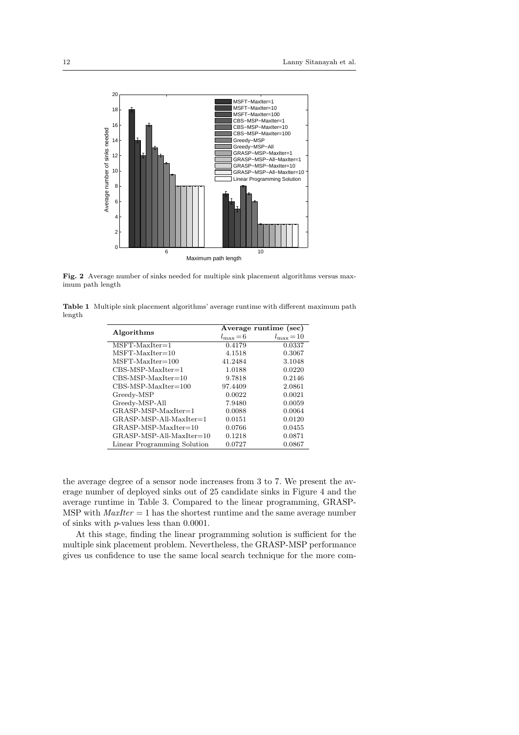**Fig. 2** Average number of sinks needed for multiple sink placement algorithms versus maximum path length

**Table 1** Multiple sink placement algorithms' average runtime with different maximum path length

| Algorithms | Average runtime (sec) | |
|---|---|---|
| | $l_{\max} = 6$ | $l_{\max} = 10$ |
| MSFT-MaxIter=1 | 0.4179 | 0.0337 |
| MSFT-MaxIter=10 | 4.1518 | 0.3067 |
| MSFT-MaxIter=100 | 41.2484 | 3.1048 |
| CBS-MSP-MaxIter=1 | 1.0188 | 0.0220 |
| CBS-MSP-MaxIter=10 | 9.7818 | 0.2146 |
| CBS-MSP-MaxIter=100 | 97.4409 | 2.0861 |
| Greedy-MSP | 0.0022 | 0.0021 |
| Greedy-MSP-All | 7.9480 | 0.0059 |
| GRASP-MSP-MaxIter=1 | 0.0088 | 0.0064 |
| GRASP-MSP-All-MaxIter=1 | 0.0151 | 0.0120 |
| GRASP-MSP-MaxIter=10 | 0.0766 | 0.0455 |
| GRASP-MSP-All-MaxIter=10 | 0.1218 | 0.0871 |
| Linear Programming Solution | 0.0727 | 0.0867 |

the average degree of a sensor node increases from 3 to 7. We present the average number of deployed sinks out of 25 candidate sinks in Figure 4 and the average runtime in Table 3. Compared to the linear programming, GRASP-MSP with $MaxIter = 1$ has the shortest runtime and the same average number of sinks with $p$-values less than 0.0001.

At this stage, finding the linear programming solution is sufficient for the multiple sink placement problem. Nevertheless, the GRASP-MSP performance gives us confidence to use the same local search technique for the more com-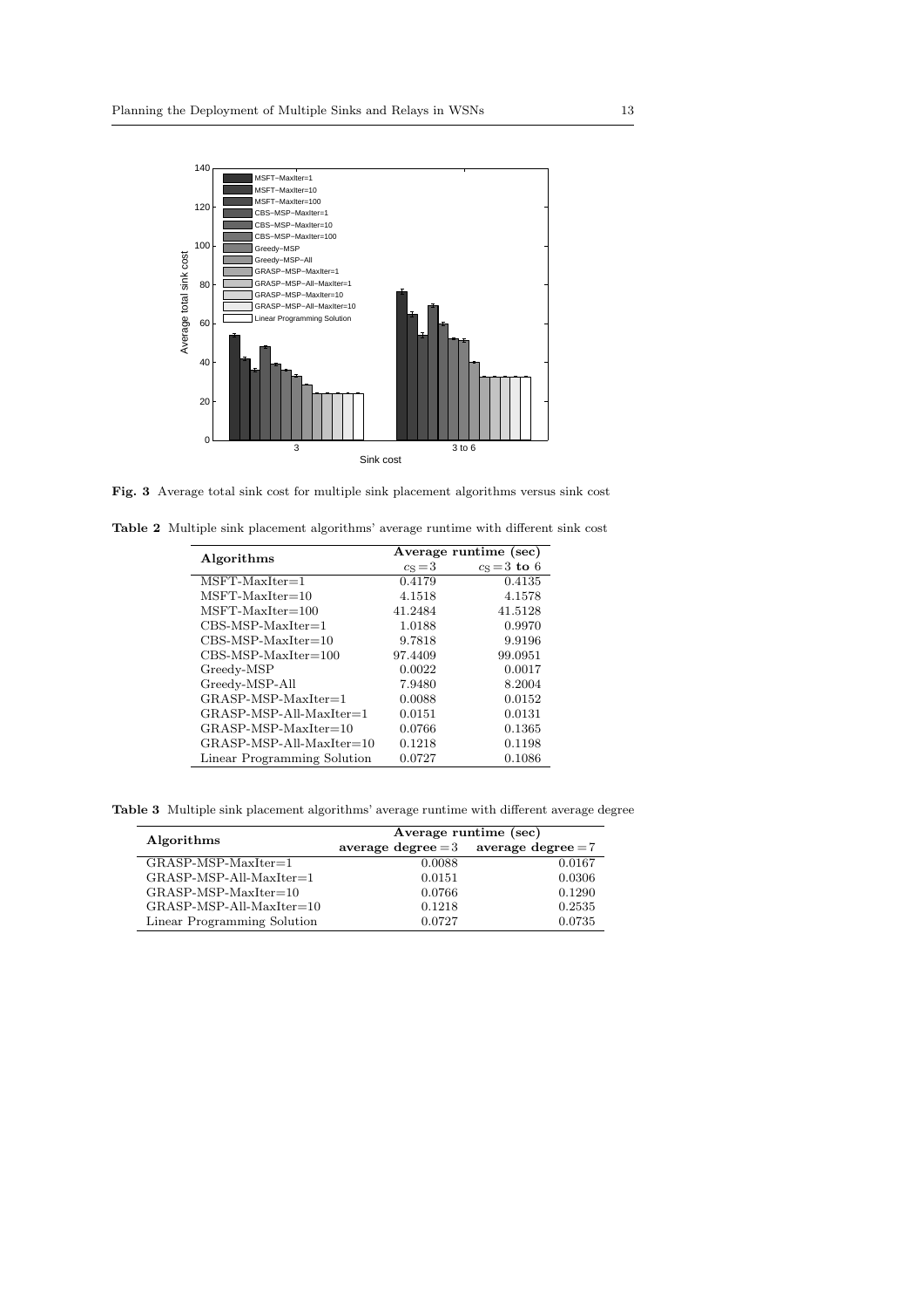**Fig. 3** Average total sink cost for multiple sink placement algorithms versus sink cost

**Table 2** Multiple sink placement algorithms' average runtime with different sink cost

| **Algorithms** | **Average runtime (sec)** | |
|---|---|---|
| | $c_S = 3$ | $c_S = 3$ **to** 6 |
| MSFT-MaxIter=1 | 0.4179 | 0.4135 |
| MSFT-MaxIter=10 | 4.1518 | 4.1578 |
| MSFT-MaxIter=100 | 41.2484 | 41.5128 |
| CBS-MSP-MaxIter=1 | 1.0188 | 0.9970 |
| CBS-MSP-MaxIter=10 | 9.7818 | 9.9196 |
| CBS-MSP-MaxIter=100 | 97.4409 | 99.0951 |
| Greedy-MSP | 0.0022 | 0.0017 |
| Greedy-MSP-All | 7.9480 | 8.2004 |
| GRASP-MSP-MaxIter=1 | 0.0088 | 0.0152 |
| GRASP-MSP-All-MaxIter=1 | 0.0151 | 0.0131 |
| GRASP-MSP-MaxIter=10 | 0.0766 | 0.1365 |
| GRASP-MSP-All-MaxIter=10 | 0.1218 | 0.1198 |
| Linear Programming Solution | 0.0727 | 0.1086 |

**Table 3** Multiple sink placement algorithms' average runtime with different average degree

| **Algorithms** | **Average runtime (sec)** | |
|---|---|---|
| | **average degree** $= 3$ | **average degree** $= 7$ |
| GRASP-MSP-MaxIter=1 | 0.0088 | 0.0167 |
| GRASP-MSP-All-MaxIter=1 | 0.0151 | 0.0306 |
| GRASP-MSP-MaxIter=10 | 0.0766 | 0.1290 |
| GRASP-MSP-All-MaxIter=10 | 0.1218 | 0.2535 |
| Linear Programming Solution | 0.0727 | 0.0735 |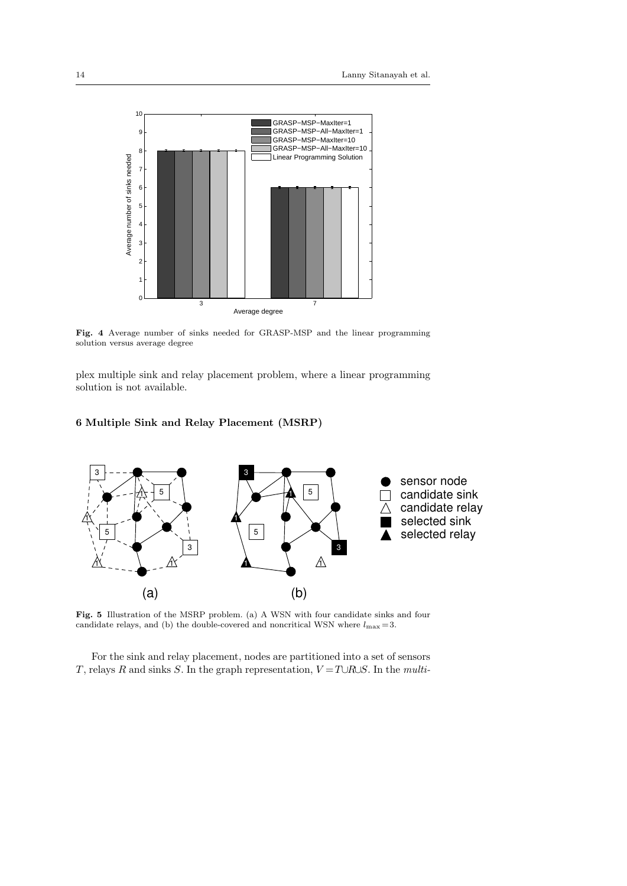**Fig. 4** Average number of sinks needed for GRASP-MSP and the linear programming solution versus average degree

plex multiple sink and relay placement problem, where a linear programming solution is not available.

## 6 Multiple Sink and Relay Placement (MSRP)

**Fig. 5** Illustration of the MSRP problem. (a) A WSN with four candidate sinks and four candidate relays, and (b) the double-covered and noncritical WSN where $l_{\max} = 3$.

For the sink and relay placement, nodes are partitioned into a set of sensors $T$, relays $R$ and sinks $S$. In the graph representation, $V = T \cup R \cup S$. In the *multi-*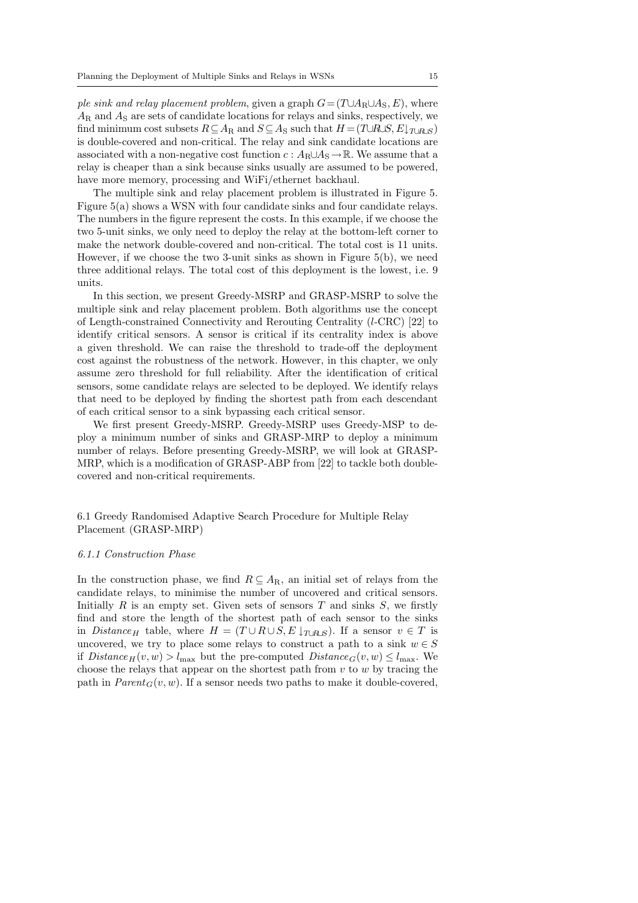*ple sink and relay placement problem*, given a graph $G=(T\cup A_R\cup A_S, E)$, where $A_R$ and $A_S$ are sets of candidate locations for relays and sinks, respectively, we find minimum cost subsets $R\subseteq A_R$ and $S\subseteq A_S$ such that $H=(T\cup R\cup S, E\downarrow_{T\cup R\cup S})$ is double-covered and non-critical. The relay and sink candidate locations are associated with a non-negative cost function $c: A_R\cup A_S\rightarrow\mathbb{R}$. We assume that a relay is cheaper than a sink because sinks usually are assumed to be powered, have more memory, processing and WiFi/ethernet backhaul.

The multiple sink and relay placement problem is illustrated in Figure 5. Figure 5(a) shows a WSN with four candidate sinks and four candidate relays. The numbers in the figure represent the costs. In this example, if we choose the two 5-unit sinks, we only need to deploy the relay at the bottom-left corner to make the network double-covered and non-critical. The total cost is 11 units. However, if we choose the two 3-unit sinks as shown in Figure 5(b), we need three additional relays. The total cost of this deployment is the lowest, i.e. 9 units.

In this section, we present Greedy-MSRP and GRASP-MSRP to solve the multiple sink and relay placement problem. Both algorithms use the concept of Length-constrained Connectivity and Rerouting Centrality ($l$-CRC) [22] to identify critical sensors. A sensor is critical if its centrality index is above a given threshold. We can raise the threshold to trade-off the deployment cost against the robustness of the network. However, in this chapter, we only assume zero threshold for full reliability. After the identification of critical sensors, some candidate relays are selected to be deployed. We identify relays that need to be deployed by finding the shortest path from each descendant of each critical sensor to a sink bypassing each critical sensor.

We first present Greedy-MSRP. Greedy-MSRP uses Greedy-MSP to deploy a minimum number of sinks and GRASP-MRP to deploy a minimum number of relays. Before presenting Greedy-MSRP, we will look at GRASP-MRP, which is a modification of GRASP-ABP from [22] to tackle both double-covered and non-critical requirements.

## 6.1 Greedy Randomised Adaptive Search Procedure for Multiple Relay Placement (GRASP-MRP)

### 6.1.1 Construction Phase

In the construction phase, we find $R\subseteq A_R$, an initial set of relays from the candidate relays, to minimise the number of uncovered and critical sensors. Initially $R$ is an empty set. Given sets of sensors $T$ and sinks $S$, we firstly find and store the length of the shortest path of each sensor to the sinks in $Distance_H$ table, where $H=(T\cup R\cup S, E\downarrow_{T\cup R\cup S})$. If a sensor $v\in T$ is uncovered, we try to place some relays to construct a path to a sink $w\in S$ if $Distance_H(v,w) > l_{\max}$ but the pre-computed $Distance_G(v,w)\leq l_{\max}$. We choose the relays that appear on the shortest path from $v$ to $w$ by tracing the path in $Parent_G(v,w)$. If a sensor needs two paths to make it double-covered,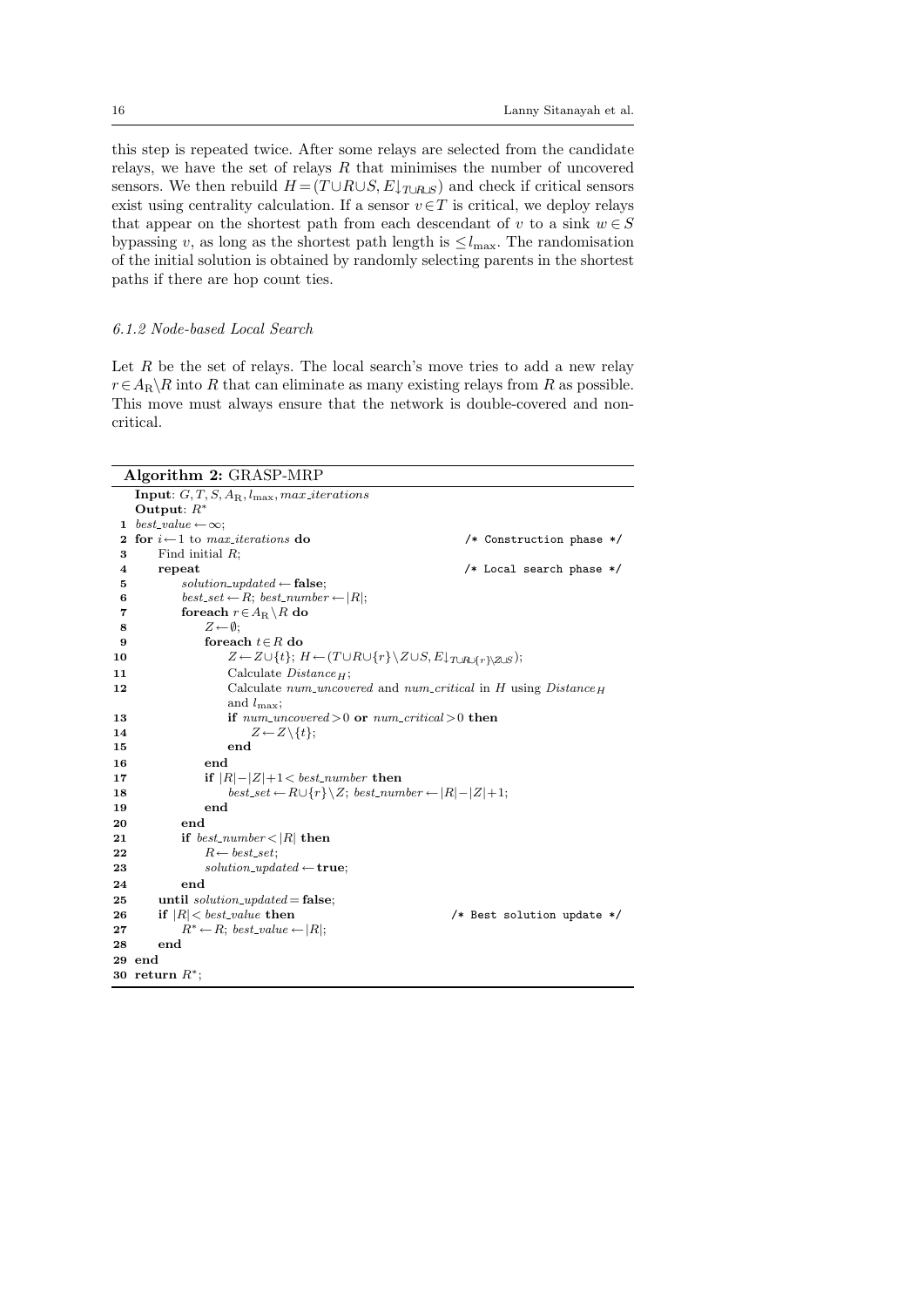this step is repeated twice. After some relays are selected from the candidate relays, we have the set of relays $R$ that minimises the number of uncovered sensors. We then rebuild $H=(T\cup R\cup S, E\downarrow_{T\cup R\cup S})$ and check if critical sensors exist using centrality calculation. If a sensor $v\in T$ is critical, we deploy relays that appear on the shortest path from each descendant of $v$ to a sink $w\in S$ bypassing $v$, as long as the shortest path length is $\leq l_{\max}$. The randomisation of the initial solution is obtained by randomly selecting parents in the shortest paths if there are hop count ties.

### 6.1.2 Node-based Local Search

Let $R$ be the set of relays. The local search's move tries to add a new relay $r\in A_{\mathrm{R}}\backslash R$ into $R$ that can eliminate as many existing relays from $R$ as possible. This move must always ensure that the network is double-covered and non-critical.

**Algorithm 2:** GRASP-MRP

```
   Input: G, T, S, A_R, l_max, max_iterations
   Output: R*
 1 best_value ← ∞;
 2 for i ← 1 to max_iterations do                              /* Construction phase */
 3     Find initial R;
 4     repeat                                                  /* Local search phase */
 5         solution_updated ← false;
 6         best_set ← R; best_number ← |R|;
 7         foreach r ∈ A_R \ R do
 8             Z ← ∅;
 9             foreach t ∈ R do
10                 Z ← Z ∪ {t}; H ← (T∪R∪{r}\Z∪S, E↓_{T∪R∪{r}\Z∪S});
11                 Calculate Distance_H;
12                 Calculate num_uncovered and num_critical in H using Distance_H
                   and l_max;
13                 if num_uncovered > 0 or num_critical > 0 then
14                     Z ← Z \ {t};
15                 end
16             end
17             if |R| − |Z| + 1 < best_number then
18                 best_set ← R ∪ {r} \ Z; best_number ← |R| − |Z| + 1;
19             end
20         end
21         if best_number < |R| then
22             R ← best_set;
23             solution_updated ← true;
24         end
25     until solution_updated = false;
26     if |R| < best_value then                                /* Best solution update */
27         R* ← R; best_value ← |R|;
28     end
29 end
30 return R*;
```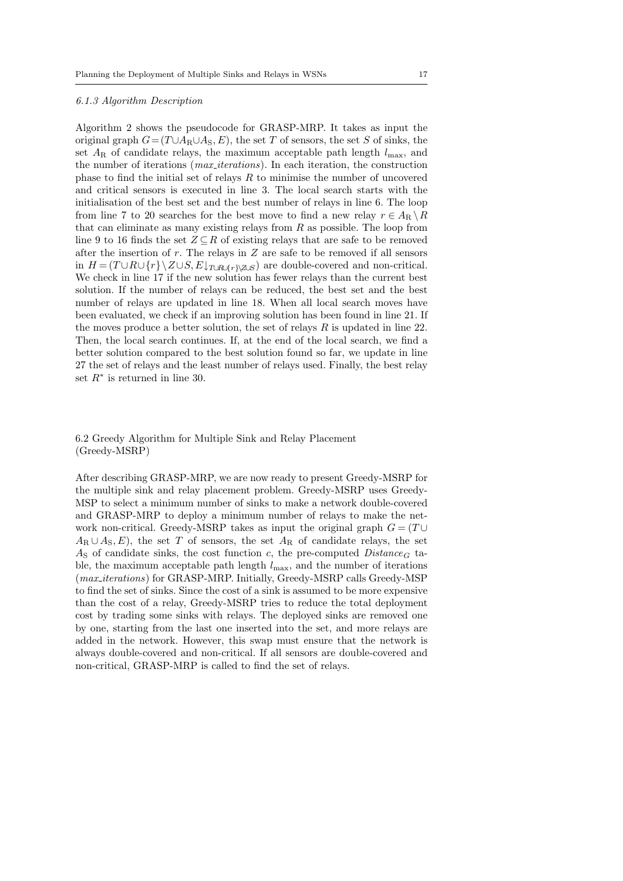#### *6.1.3 Algorithm Description*

Algorithm 2 shows the pseudocode for GRASP-MRP. It takes as input the original graph $G=(T \cup A_{\mathrm{R}} \cup A_{\mathrm{S}}, E)$, the set $T$ of sensors, the set $S$ of sinks, the set $A_{\mathrm{R}}$ of candidate relays, the maximum acceptable path length $l_{\max}$, and the number of iterations (*max_iterations*). In each iteration, the construction phase to find the initial set of relays $R$ to minimise the number of uncovered and critical sensors is executed in line 3. The local search starts with the initialisation of the best set and the best number of relays in line 6. The loop from line 7 to 20 searches for the best move to find a new relay $r \in A_{\mathrm{R}} \setminus R$ that can eliminate as many existing relays from $R$ as possible. The loop from line 9 to 16 finds the set $Z \subseteq R$ of existing relays that are safe to be removed after the insertion of $r$. The relays in $Z$ are safe to be removed if all sensors in $H = (T \cup R \cup \{r\} \setminus Z \cup S, E\downarrow_{T \cup R \cup \{r\} \setminus Z \cup S})$ are double-covered and non-critical. We check in line 17 if the new solution has fewer relays than the current best solution. If the number of relays can be reduced, the best set and the best number of relays are updated in line 18. When all local search moves have been evaluated, we check if an improving solution has been found in line 21. If the moves produce a better solution, the set of relays $R$ is updated in line 22. Then, the local search continues. If, at the end of the local search, we find a better solution compared to the best solution found so far, we update in line 27 the set of relays and the least number of relays used. Finally, the best relay set $R^*$ is returned in line 30.

### 6.2 Greedy Algorithm for Multiple Sink and Relay Placement (Greedy-MSRP)

After describing GRASP-MRP, we are now ready to present Greedy-MSRP for the multiple sink and relay placement problem. Greedy-MSRP uses Greedy-MSP to select a minimum number of sinks to make a network double-covered and GRASP-MRP to deploy a minimum number of relays to make the network non-critical. Greedy-MSRP takes as input the original graph $G = (T \cup A_{\mathrm{R}} \cup A_{\mathrm{S}}, E)$, the set $T$ of sensors, the set $A_{\mathrm{R}}$ of candidate relays, the set $A_{\mathrm{S}}$ of candidate sinks, the cost function $c$, the pre-computed $Distance_G$ table, the maximum acceptable path length $l_{\max}$, and the number of iterations (*max_iterations*) for GRASP-MRP. Initially, Greedy-MSRP calls Greedy-MSP to find the set of sinks. Since the cost of a sink is assumed to be more expensive than the cost of a relay, Greedy-MSRP tries to reduce the total deployment cost by trading some sinks with relays. The deployed sinks are removed one by one, starting from the last one inserted into the set, and more relays are added in the network. However, this swap must ensure that the network is always double-covered and non-critical. If all sensors are double-covered and non-critical, GRASP-MRP is called to find the set of relays.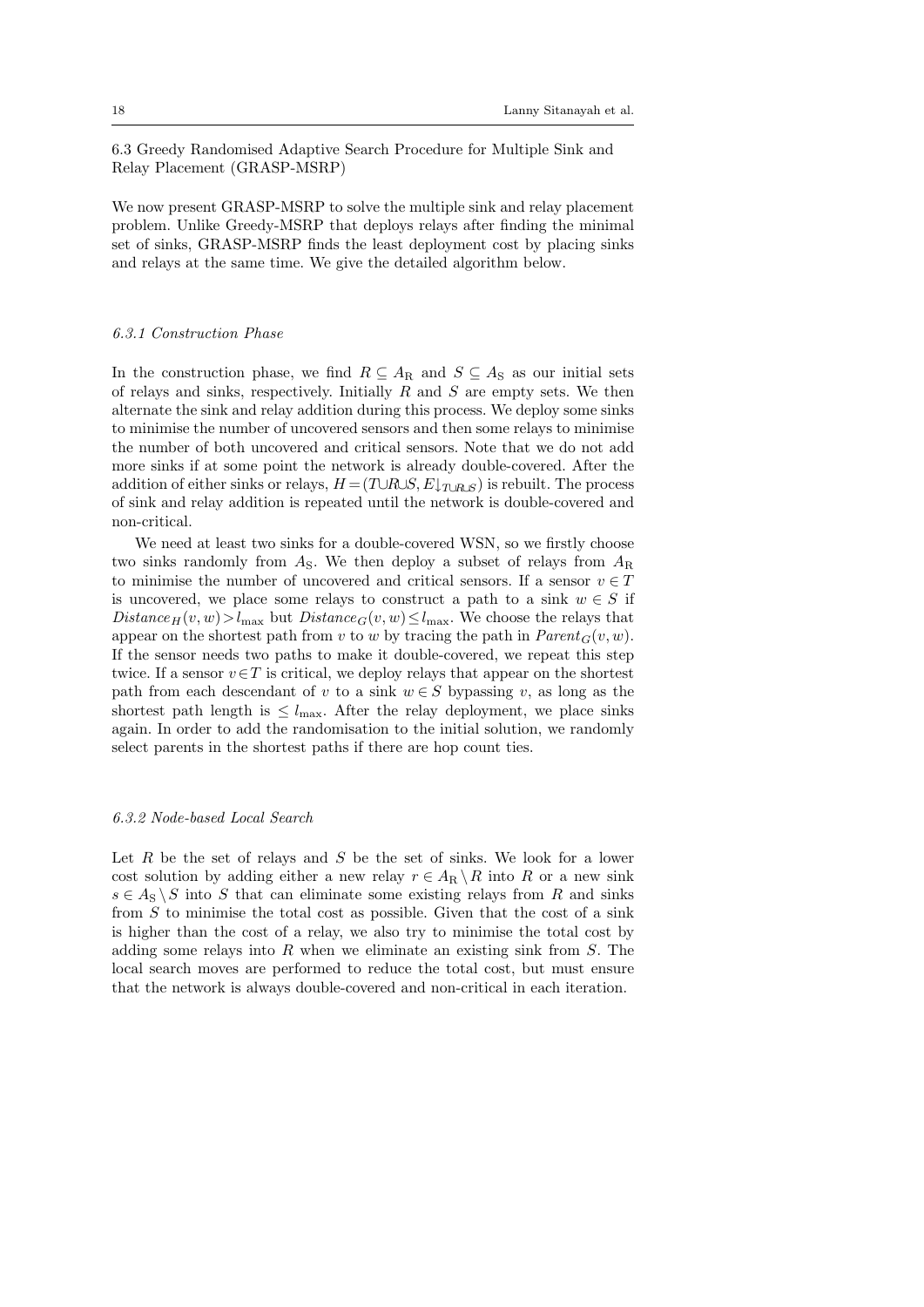### 6.3 Greedy Randomised Adaptive Search Procedure for Multiple Sink and Relay Placement (GRASP-MSRP)

We now present GRASP-MSRP to solve the multiple sink and relay placement problem. Unlike Greedy-MSRP that deploys relays after finding the minimal set of sinks, GRASP-MSRP finds the least deployment cost by placing sinks and relays at the same time. We give the detailed algorithm below.

#### 6.3.1 Construction Phase

In the construction phase, we find $R \subseteq A_{\mathrm{R}}$ and $S \subseteq A_{\mathrm{S}}$ as our initial sets of relays and sinks, respectively. Initially $R$ and $S$ are empty sets. We then alternate the sink and relay addition during this process. We deploy some sinks to minimise the number of uncovered sensors and then some relays to minimise the number of both uncovered and critical sensors. Note that we do not add more sinks if at some point the network is already double-covered. After the addition of either sinks or relays, $H = (T \cup R \cup S, E\downarrow_{T \cup R \cup S})$ is rebuilt. The process of sink and relay addition is repeated until the network is double-covered and non-critical.

We need at least two sinks for a double-covered WSN, so we firstly choose two sinks randomly from $A_{\mathrm{S}}$. We then deploy a subset of relays from $A_{\mathrm{R}}$ to minimise the number of uncovered and critical sensors. If a sensor $v \in T$ is uncovered, we place some relays to construct a path to a sink $w \in S$ if $Distance_H(v, w) > l_{\max}$ but $Distance_G(v, w) \leq l_{\max}$. We choose the relays that appear on the shortest path from $v$ to $w$ by tracing the path in $Parent_G(v, w)$. If the sensor needs two paths to make it double-covered, we repeat this step twice. If a sensor $v \in T$ is critical, we deploy relays that appear on the shortest path from each descendant of $v$ to a sink $w \in S$ bypassing $v$, as long as the shortest path length is $\leq l_{\max}$. After the relay deployment, we place sinks again. In order to add the randomisation to the initial solution, we randomly select parents in the shortest paths if there are hop count ties.

#### 6.3.2 Node-based Local Search

Let $R$ be the set of relays and $S$ be the set of sinks. We look for a lower cost solution by adding either a new relay $r \in A_{\mathrm{R}} \setminus R$ into $R$ or a new sink $s \in A_{\mathrm{S}} \setminus S$ into $S$ that can eliminate some existing relays from $R$ and sinks from $S$ to minimise the total cost as possible. Given that the cost of a sink is higher than the cost of a relay, we also try to minimise the total cost by adding some relays into $R$ when we eliminate an existing sink from $S$. The local search moves are performed to reduce the total cost, but must ensure that the network is always double-covered and non-critical in each iteration.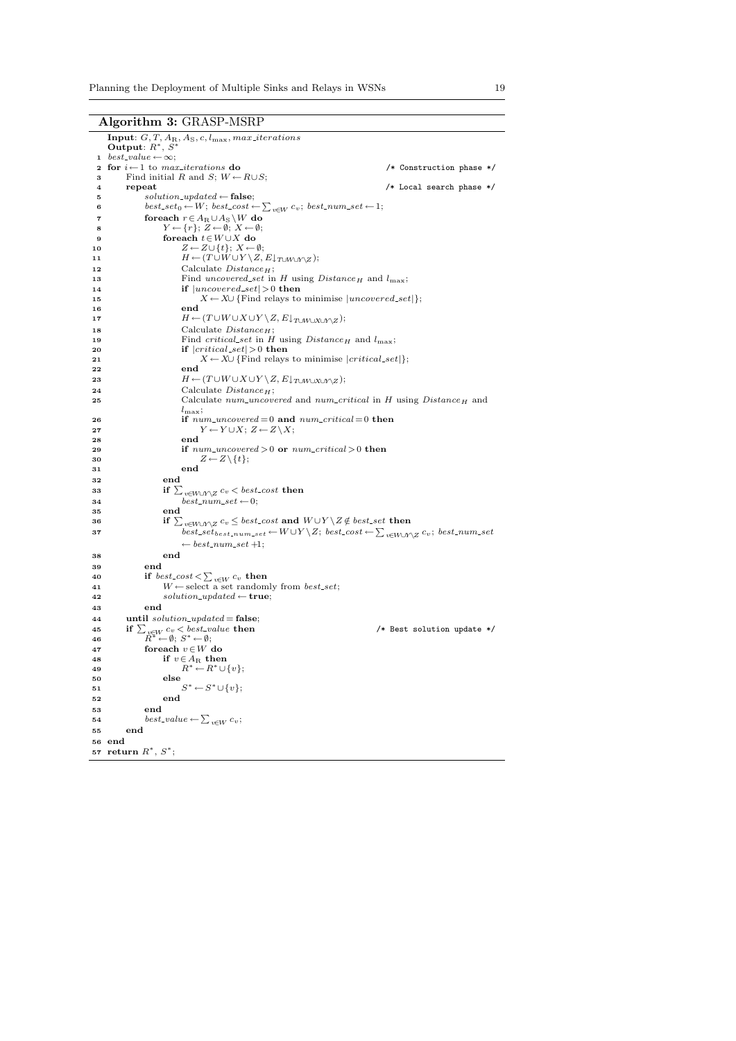**Algorithm 3:** GRASP-MSRP

```
   Input: G, T, A_R, A_S, c, l_max, max_iterations
   Output: R*, S*
1  best_value ← ∞;
2  for i ← 1 to max_iterations do                                   /* Construction phase */
3      Find initial R and S; W ← R∪S;
4      repeat                                                      /* Local search phase */
5          solution_updated ← false;
6          best_set_0 ← W; best_cost ← Σ_{v∈W} c_v; best_num_set ← 1;
7          foreach r ∈ A_R ∪ A_S \ W do
8              Y ← {r}; Z ← ∅; X ← ∅;
9              foreach t ∈ W ∪ X do
10                 Z ← Z ∪ {t}; X ← ∅;
11                 H ← (T∪W∪Y\Z, E↓_{T∪W∪Y\Z});
12                 Calculate Distance_H;
13                 Find uncovered_set in H using Distance_H and l_max;
14                 if |uncovered_set| > 0 then
15                     X ← X∪ {Find relays to minimise |uncovered_set|};
16                 end
17                 H ← (T∪W∪X∪Y\Z, E↓_{T∪W∪X∪Y\Z});
18                 Calculate Distance_H;
19                 Find critical_set in H using Distance_H and l_max;
20                 if |critical_set| > 0 then
21                     X ← X∪ {Find relays to minimise |critical_set|};
22                 end
23                 H ← (T∪W∪X∪Y\Z, E↓_{T∪W∪X∪Y\Z});
24                 Calculate Distance_H;
25                 Calculate num_uncovered and num_critical in H using Distance_H and
                   l_max;
26                 if num_uncovered = 0 and num_critical = 0 then
27                     Y ← Y∪X; Z ← Z\X;
28                 end
29                 if num_uncovered > 0 or num_critical > 0 then
30                     Z ← Z\{t};
31                 end
32             end
33             if Σ_{v∈W∪Y\Z} c_v < best_cost then
34                 best_num_set ← 0;
35             end
36             if Σ_{v∈W∪Y\Z} c_v ≤ best_cost and W∪Y\Z ∉ best_set then
37                 best_set_{best_num_set} ← W∪Y\Z; best_cost ← Σ_{v∈W∪Y\Z} c_v; best_num_set
                   ← best_num_set +1;
38             end
39         end
40         if best_cost < Σ_{v∈W} c_v then
41             W ← select a set randomly from best_set;
42             solution_updated ← true;
43         end
44     until solution_updated = false;
45     if Σ_{v∈W} c_v < best_value then                              /* Best solution update */
46         R* ← ∅; S* ← ∅;
47         foreach v ∈ W do
48             if v ∈ A_R then
49                 R* ← R* ∪ {v};
50             else
51                 S* ← S* ∪ {v};
52             end
53         end
54         best_value ← Σ_{v∈W} c_v;
55     end
56 end
57 return R*, S*;
```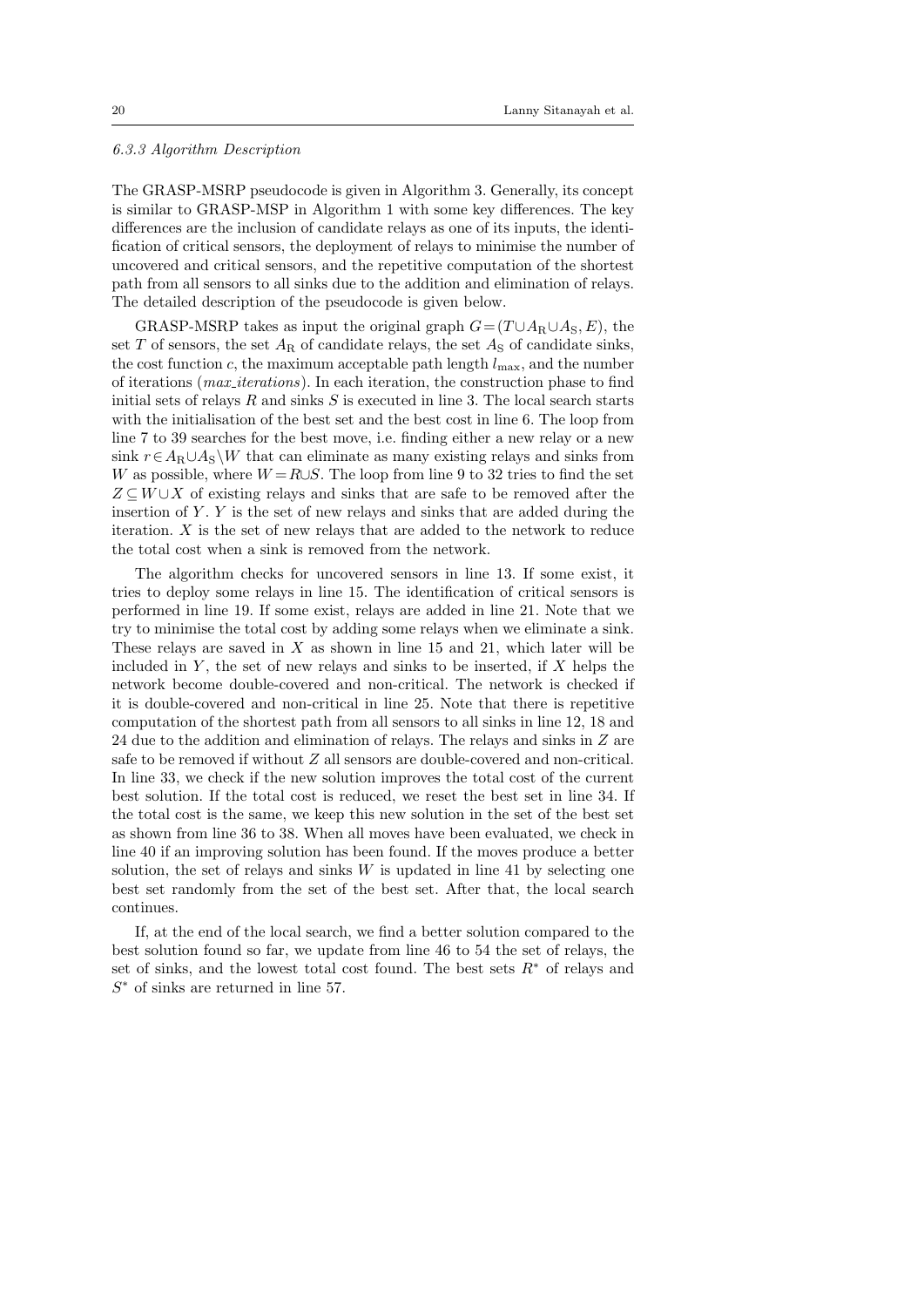#### *6.3.3 Algorithm Description*

The GRASP-MSRP pseudocode is given in Algorithm 3. Generally, its concept is similar to GRASP-MSP in Algorithm 1 with some key differences. The key differences are the inclusion of candidate relays as one of its inputs, the identification of critical sensors, the deployment of relays to minimise the number of uncovered and critical sensors, and the repetitive computation of the shortest path from all sensors to all sinks due to the addition and elimination of relays. The detailed description of the pseudocode is given below.

GRASP-MSRP takes as input the original graph $G = (T \cup A_{\mathrm{R}} \cup A_{\mathrm{S}}, E)$, the set $T$ of sensors, the set $A_{\mathrm{R}}$ of candidate relays, the set $A_{\mathrm{S}}$ of candidate sinks, the cost function $c$, the maximum acceptable path length $l_{\max}$, and the number of iterations (*max_iterations*). In each iteration, the construction phase to find initial sets of relays $R$ and sinks $S$ is executed in line 3. The local search starts with the initialisation of the best set and the best cost in line 6. The loop from line 7 to 39 searches for the best move, i.e. finding either a new relay or a new sink $r \in A_{\mathrm{R}} \cup A_{\mathrm{S}} \setminus W$ that can eliminate as many existing relays and sinks from $W$ as possible, where $W = R \cup S$. The loop from line 9 to 32 tries to find the set $Z \subseteq W \cup X$ of existing relays and sinks that are safe to be removed after the insertion of $Y$. $Y$ is the set of new relays and sinks that are added during the iteration. $X$ is the set of new relays that are added to the network to reduce the total cost when a sink is removed from the network.

The algorithm checks for uncovered sensors in line 13. If some exist, it tries to deploy some relays in line 15. The identification of critical sensors is performed in line 19. If some exist, relays are added in line 21. Note that we try to minimise the total cost by adding some relays when we eliminate a sink. These relays are saved in $X$ as shown in line 15 and 21, which later will be included in $Y$, the set of new relays and sinks to be inserted, if $X$ helps the network become double-covered and non-critical. The network is checked if it is double-covered and non-critical in line 25. Note that there is repetitive computation of the shortest path from all sensors to all sinks in line 12, 18 and 24 due to the addition and elimination of relays. The relays and sinks in $Z$ are safe to be removed if without $Z$ all sensors are double-covered and non-critical. In line 33, we check if the new solution improves the total cost of the current best solution. If the total cost is reduced, we reset the best set in line 34. If the total cost is the same, we keep this new solution in the set of the best set as shown from line 36 to 38. When all moves have been evaluated, we check in line 40 if an improving solution has been found. If the moves produce a better solution, the set of relays and sinks $W$ is updated in line 41 by selecting one best set randomly from the set of the best set. After that, the local search continues.

If, at the end of the local search, we find a better solution compared to the best solution found so far, we update from line 46 to 54 the set of relays, the set of sinks, and the lowest total cost found. The best sets $R^*$ of relays and $S^*$ of sinks are returned in line 57.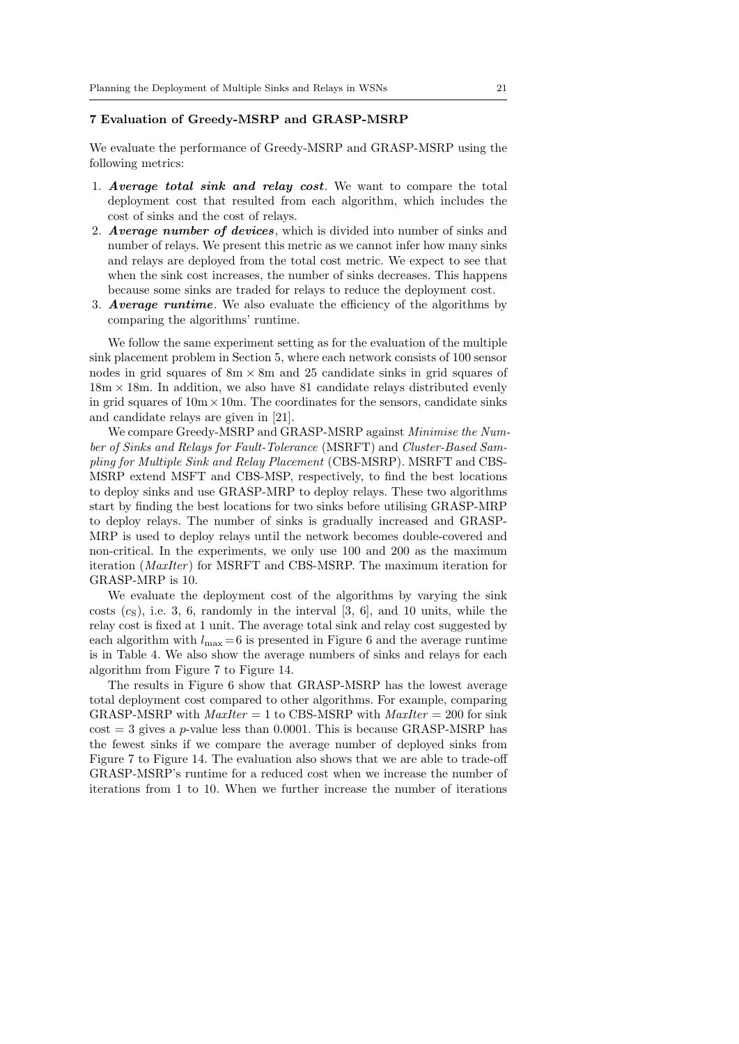## 7 Evaluation of Greedy-MSRP and GRASP-MSRP

We evaluate the performance of Greedy-MSRP and GRASP-MSRP using the following metrics:

1. ***Average total sink and relay cost***. We want to compare the total deployment cost that resulted from each algorithm, which includes the cost of sinks and the cost of relays.
2. ***Average number of devices***, which is divided into number of sinks and number of relays. We present this metric as we cannot infer how many sinks and relays are deployed from the total cost metric. We expect to see that when the sink cost increases, the number of sinks decreases. This happens because some sinks are traded for relays to reduce the deployment cost.
3. ***Average runtime***. We also evaluate the efficiency of the algorithms by comparing the algorithms' runtime.

We follow the same experiment setting as for the evaluation of the multiple sink placement problem in Section 5, where each network consists of 100 sensor nodes in grid squares of $8\text{m} \times 8\text{m}$ and 25 candidate sinks in grid squares of $18\text{m} \times 18\text{m}$. In addition, we also have 81 candidate relays distributed evenly in grid squares of $10\text{m} \times 10\text{m}$. The coordinates for the sensors, candidate sinks and candidate relays are given in [21].

We compare Greedy-MSRP and GRASP-MSRP against *Minimise the Number of Sinks and Relays for Fault-Tolerance* (MSRFT) and *Cluster-Based Sampling for Multiple Sink and Relay Placement* (CBS-MSRP). MSRFT and CBS-MSRP extend MSFT and CBS-MSP, respectively, to find the best locations to deploy sinks and use GRASP-MRP to deploy relays. These two algorithms start by finding the best locations for two sinks before utilising GRASP-MRP to deploy relays. The number of sinks is gradually increased and GRASP-MRP is used to deploy relays until the network becomes double-covered and non-critical. In the experiments, we only use 100 and 200 as the maximum iteration (*MaxIter*) for MSRFT and CBS-MSRP. The maximum iteration for GRASP-MRP is 10.

We evaluate the deployment cost of the algorithms by varying the sink costs ($c_S$), i.e. 3, 6, randomly in the interval [3, 6], and 10 units, while the relay cost is fixed at 1 unit. The average total sink and relay cost suggested by each algorithm with $l_{\max} = 6$ is presented in Figure 6 and the average runtime is in Table 4. We also show the average numbers of sinks and relays for each algorithm from Figure 7 to Figure 14.

The results in Figure 6 show that GRASP-MSRP has the lowest average total deployment cost compared to other algorithms. For example, comparing GRASP-MSRP with *MaxIter* = 1 to CBS-MSRP with *MaxIter* = 200 for sink cost = 3 gives a $p$-value less than 0.0001. This is because GRASP-MSRP has the fewest sinks if we compare the average number of deployed sinks from Figure 7 to Figure 14. The evaluation also shows that we are able to trade-off GRASP-MSRP's runtime for a reduced cost when we increase the number of iterations from 1 to 10. When we further increase the number of iterations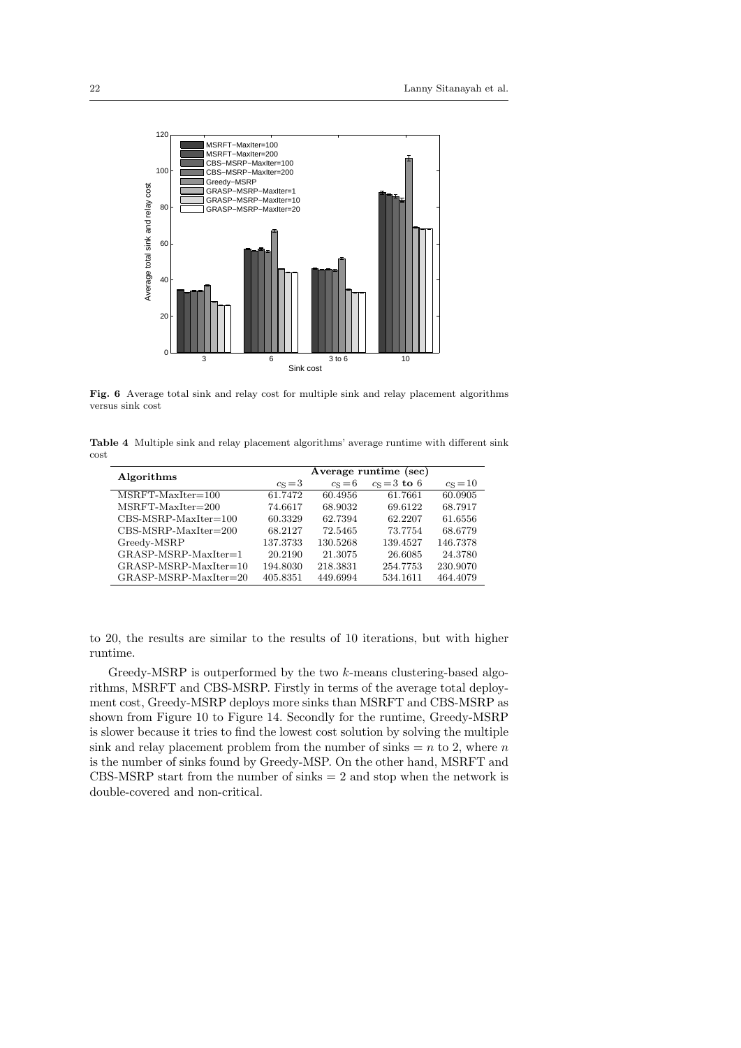**Fig. 6** Average total sink and relay cost for multiple sink and relay placement algorithms versus sink cost

**Table 4** Multiple sink and relay placement algorithms' average runtime with different sink cost

| Algorithms | Average runtime (sec) | | | |
|---|---|---|---|---|
| | $c_S = 3$ | $c_S = 6$ | $c_S = 3$ **to** 6 | $c_S = 10$ |
| MSRFT-MaxIter=100 | 61.7472 | 60.4956 | 61.7661 | 60.0905 |
| MSRFT-MaxIter=200 | 74.6617 | 68.9032 | 69.6122 | 68.7917 |
| CBS-MSRP-MaxIter=100 | 60.3329 | 62.7394 | 62.2207 | 61.6556 |
| CBS-MSRP-MaxIter=200 | 68.2127 | 72.5465 | 73.7754 | 68.6779 |
| Greedy-MSRP | 137.3733 | 130.5268 | 139.4527 | 146.7378 |
| GRASP-MSRP-MaxIter=1 | 20.2190 | 21.3075 | 26.6085 | 24.3780 |
| GRASP-MSRP-MaxIter=10 | 194.8030 | 218.3831 | 254.7753 | 230.9070 |
| GRASP-MSRP-MaxIter=20 | 405.8351 | 449.6994 | 534.1611 | 464.4079 |

to 20, the results are similar to the results of 10 iterations, but with higher runtime.

Greedy-MSRP is outperformed by the two $k$-means clustering-based algorithms, MSRFT and CBS-MSRP. Firstly in terms of the average total deployment cost, Greedy-MSRP deploys more sinks than MSRFT and CBS-MSRP as shown from Figure 10 to Figure 14. Secondly for the runtime, Greedy-MSRP is slower because it tries to find the lowest cost solution by solving the multiple sink and relay placement problem from the number of sinks $= n$ to 2, where $n$ is the number of sinks found by Greedy-MSP. On the other hand, MSRFT and CBS-MSRP start from the number of sinks $= 2$ and stop when the network is double-covered and non-critical.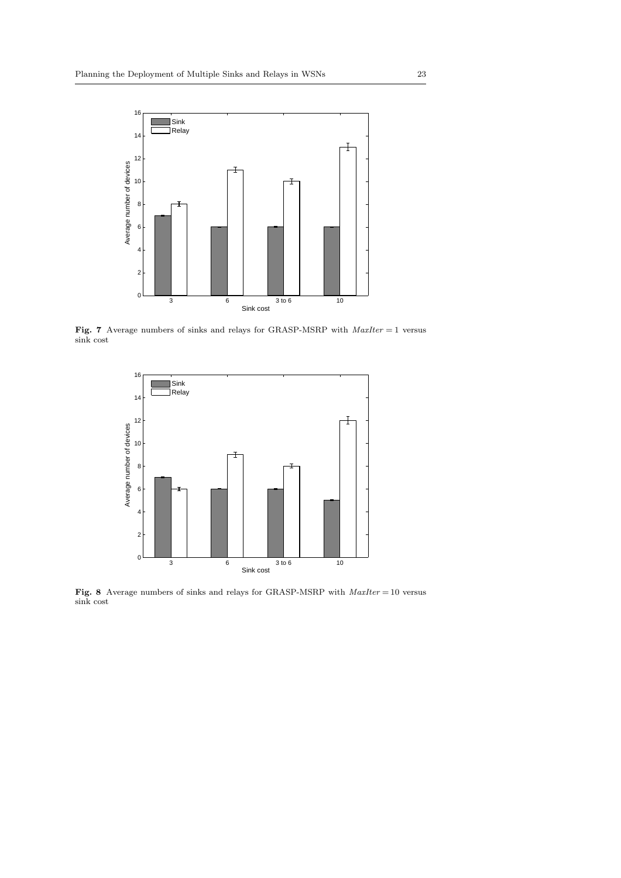**Fig. 7** Average numbers of sinks and relays for GRASP-MSRP with $MaxIter = 1$ versus sink cost

**Fig. 8** Average numbers of sinks and relays for GRASP-MSRP with $MaxIter = 10$ versus sink cost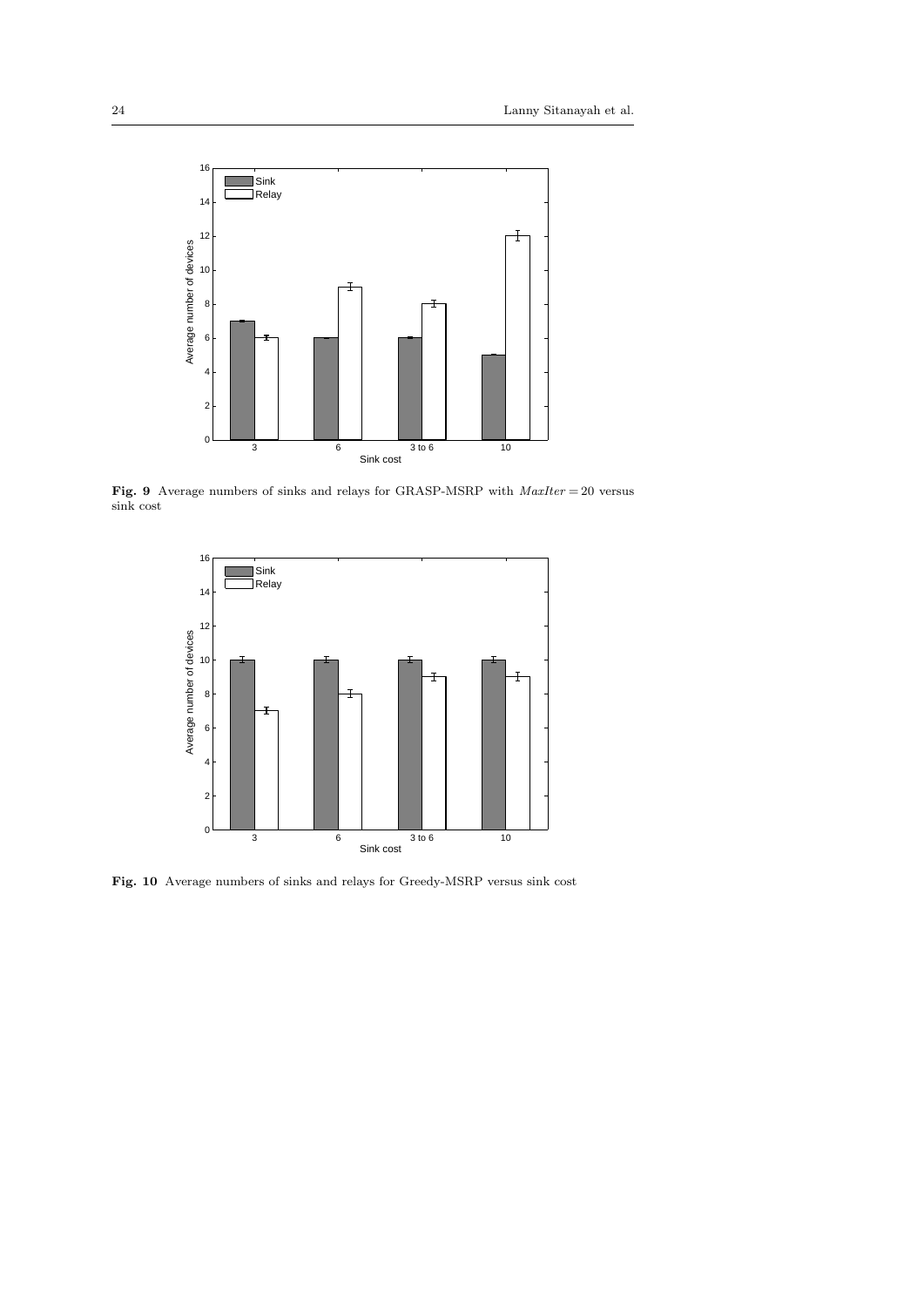**Fig. 9** Average numbers of sinks and relays for GRASP-MSRP with $MaxIter = 20$ versus sink cost

**Fig. 10** Average numbers of sinks and relays for Greedy-MSRP versus sink cost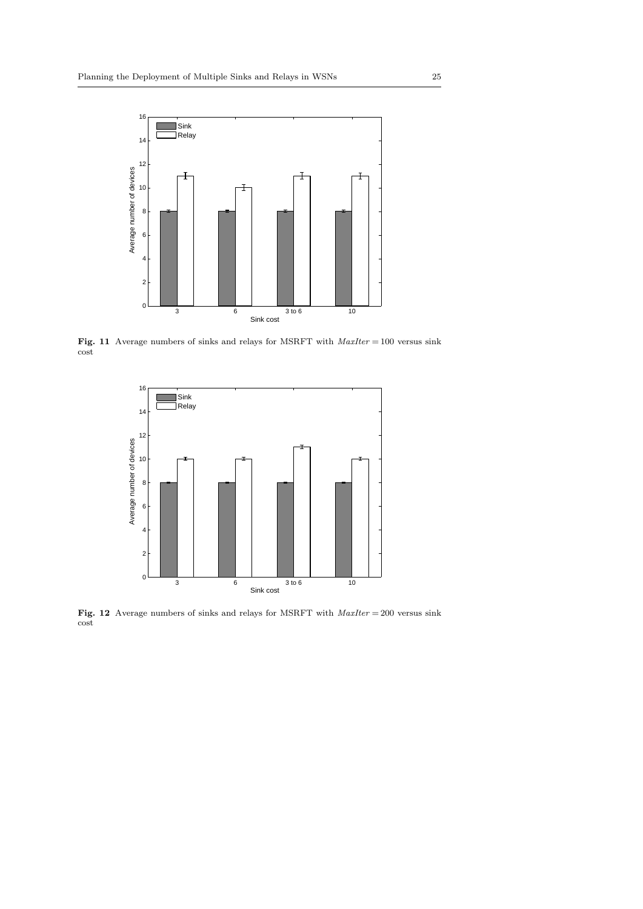**Fig. 11** Average numbers of sinks and relays for MSRFT with $MaxIter = 100$ versus sink cost

**Fig. 12** Average numbers of sinks and relays for MSRFT with $MaxIter = 200$ versus sink cost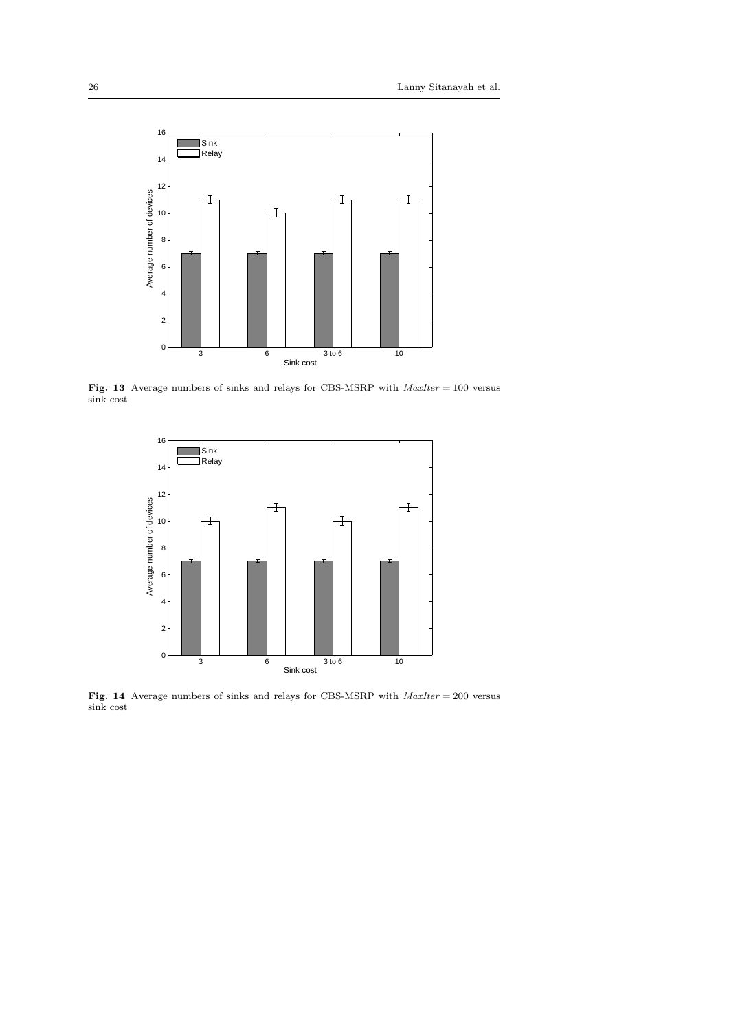**Fig. 13** Average numbers of sinks and relays for CBS-MSRP with $MaxIter = 100$ versus sink cost

**Fig. 14** Average numbers of sinks and relays for CBS-MSRP with $MaxIter = 200$ versus sink cost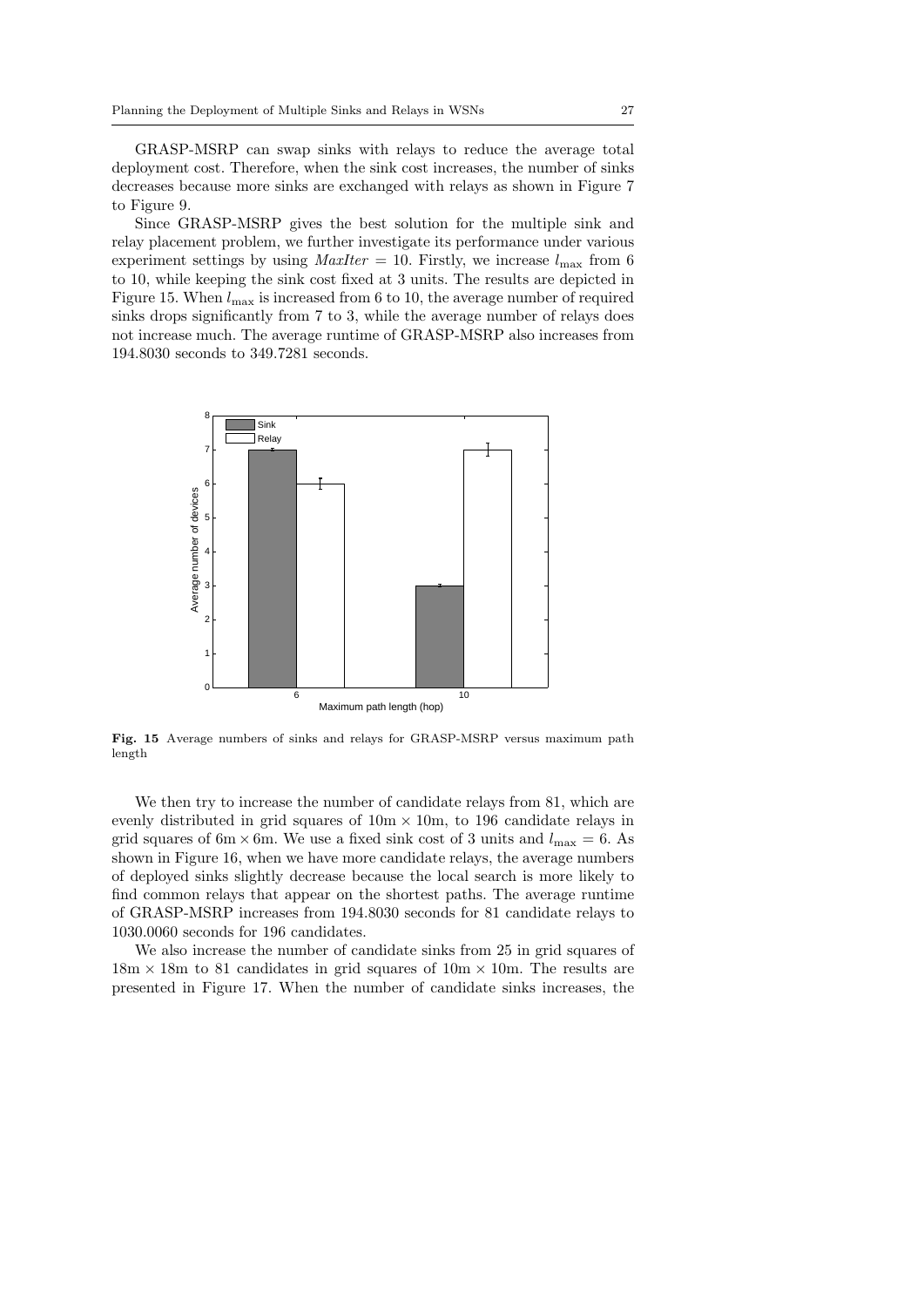GRASP-MSRP can swap sinks with relays to reduce the average total deployment cost. Therefore, when the sink cost increases, the number of sinks decreases because more sinks are exchanged with relays as shown in Figure 7 to Figure 9.

Since GRASP-MSRP gives the best solution for the multiple sink and relay placement problem, we further investigate its performance under various experiment settings by using $MaxIter = 10$. Firstly, we increase $l_{\max}$ from 6 to 10, while keeping the sink cost fixed at 3 units. The results are depicted in Figure 15. When $l_{\max}$ is increased from 6 to 10, the average number of required sinks drops significantly from 7 to 3, while the average number of relays does not increase much. The average runtime of GRASP-MSRP also increases from 194.8030 seconds to 349.7281 seconds.

**Fig. 15** Average numbers of sinks and relays for GRASP-MSRP versus maximum path length

We then try to increase the number of candidate relays from 81, which are evenly distributed in grid squares of $10\text{m} \times 10\text{m}$, to 196 candidate relays in grid squares of $6\text{m} \times 6\text{m}$. We use a fixed sink cost of 3 units and $l_{\max} = 6$. As shown in Figure 16, when we have more candidate relays, the average numbers of deployed sinks slightly decrease because the local search is more likely to find common relays that appear on the shortest paths. The average runtime of GRASP-MSRP increases from 194.8030 seconds for 81 candidate relays to 1030.0060 seconds for 196 candidates.

We also increase the number of candidate sinks from 25 in grid squares of $18\text{m} \times 18\text{m}$ to 81 candidates in grid squares of $10\text{m} \times 10\text{m}$. The results are presented in Figure 17. When the number of candidate sinks increases, the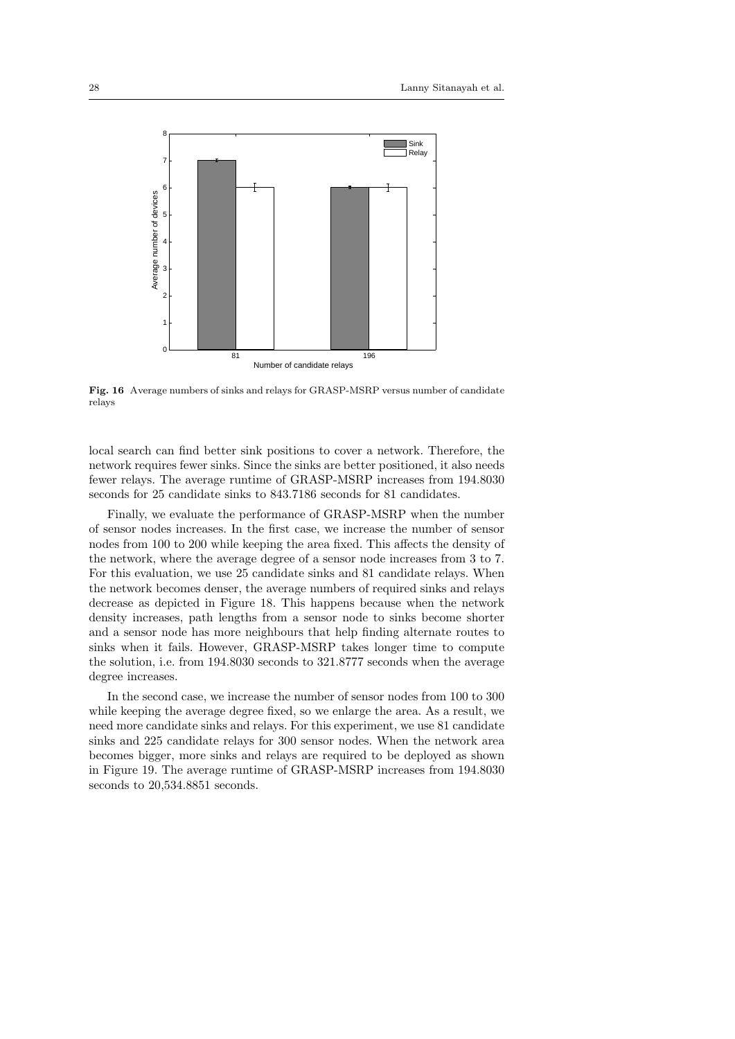**Fig. 16** Average numbers of sinks and relays for GRASP-MSRP versus number of candidate relays

local search can find better sink positions to cover a network. Therefore, the network requires fewer sinks. Since the sinks are better positioned, it also needs fewer relays. The average runtime of GRASP-MSRP increases from 194.8030 seconds for 25 candidate sinks to 843.7186 seconds for 81 candidates.

Finally, we evaluate the performance of GRASP-MSRP when the number of sensor nodes increases. In the first case, we increase the number of sensor nodes from 100 to 200 while keeping the area fixed. This affects the density of the network, where the average degree of a sensor node increases from 3 to 7. For this evaluation, we use 25 candidate sinks and 81 candidate relays. When the network becomes denser, the average numbers of required sinks and relays decrease as depicted in Figure 18. This happens because when the network density increases, path lengths from a sensor node to sinks become shorter and a sensor node has more neighbours that help finding alternate routes to sinks when it fails. However, GRASP-MSRP takes longer time to compute the solution, i.e. from 194.8030 seconds to 321.8777 seconds when the average degree increases.

In the second case, we increase the number of sensor nodes from 100 to 300 while keeping the average degree fixed, so we enlarge the area. As a result, we need more candidate sinks and relays. For this experiment, we use 81 candidate sinks and 225 candidate relays for 300 sensor nodes. When the network area becomes bigger, more sinks and relays are required to be deployed as shown in Figure 19. The average runtime of GRASP-MSRP increases from 194.8030 seconds to 20,534.8851 seconds.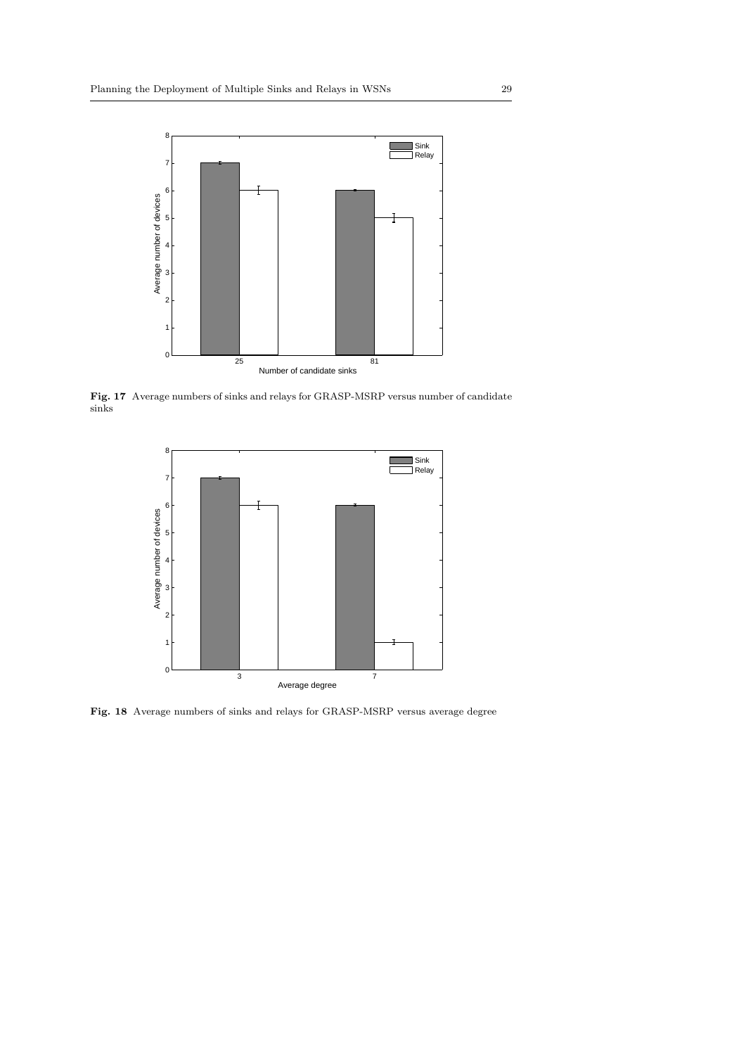**Fig. 17** Average numbers of sinks and relays for GRASP-MSRP versus number of candidate sinks

**Fig. 18** Average numbers of sinks and relays for GRASP-MSRP versus average degree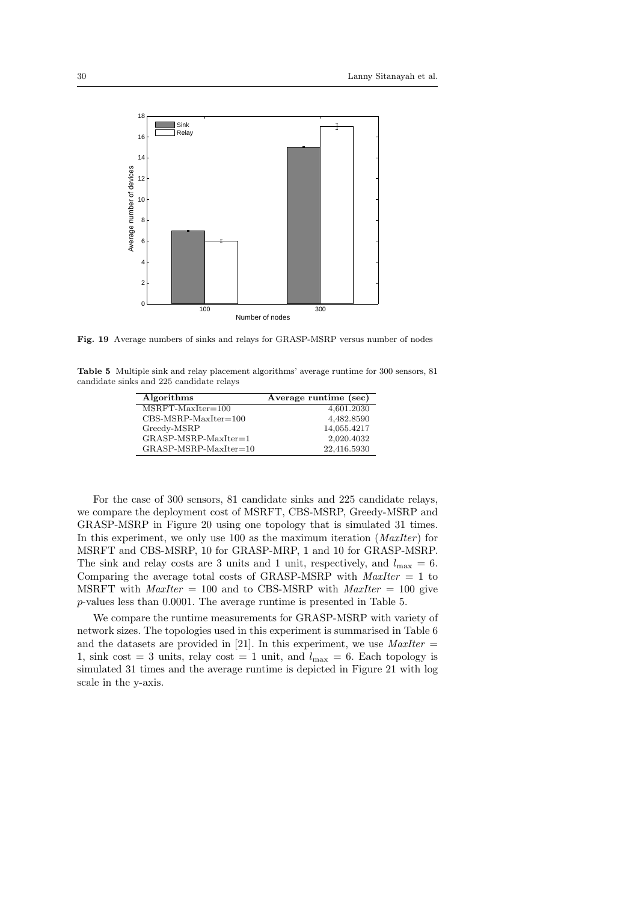**Fig. 19** Average numbers of sinks and relays for GRASP-MSRP versus number of nodes

**Table 5** Multiple sink and relay placement algorithms' average runtime for 300 sensors, 81 candidate sinks and 225 candidate relays

| Algorithms | Average runtime (sec) |
|---|---|
| MSRFT-MaxIter=100 | 4,601.2030 |
| CBS-MSRP-MaxIter=100 | 4,482.8590 |
| Greedy-MSRP | 14,055.4217 |
| GRASP-MSRP-MaxIter=1 | 2,020.4032 |
| GRASP-MSRP-MaxIter=10 | 22,416.5930 |

For the case of 300 sensors, 81 candidate sinks and 225 candidate relays, we compare the deployment cost of MSRFT, CBS-MSRP, Greedy-MSRP and GRASP-MSRP in Figure 20 using one topology that is simulated 31 times. In this experiment, we only use 100 as the maximum iteration (*MaxIter*) for MSRFT and CBS-MSRP, 10 for GRASP-MRP, 1 and 10 for GRASP-MSRP. The sink and relay costs are 3 units and 1 unit, respectively, and $l_{\max} = 6$. Comparing the average total costs of GRASP-MSRP with $MaxIter = 1$ to MSRFT with $MaxIter = 100$ and to CBS-MSRP with $MaxIter = 100$ give $p$-values less than 0.0001. The average runtime is presented in Table 5.

We compare the runtime measurements for GRASP-MSRP with variety of network sizes. The topologies used in this experiment is summarised in Table 6 and the datasets are provided in [21]. In this experiment, we use $MaxIter = 1$, sink cost = 3 units, relay cost = 1 unit, and $l_{\max} = 6$. Each topology is simulated 31 times and the average runtime is depicted in Figure 21 with log scale in the y-axis.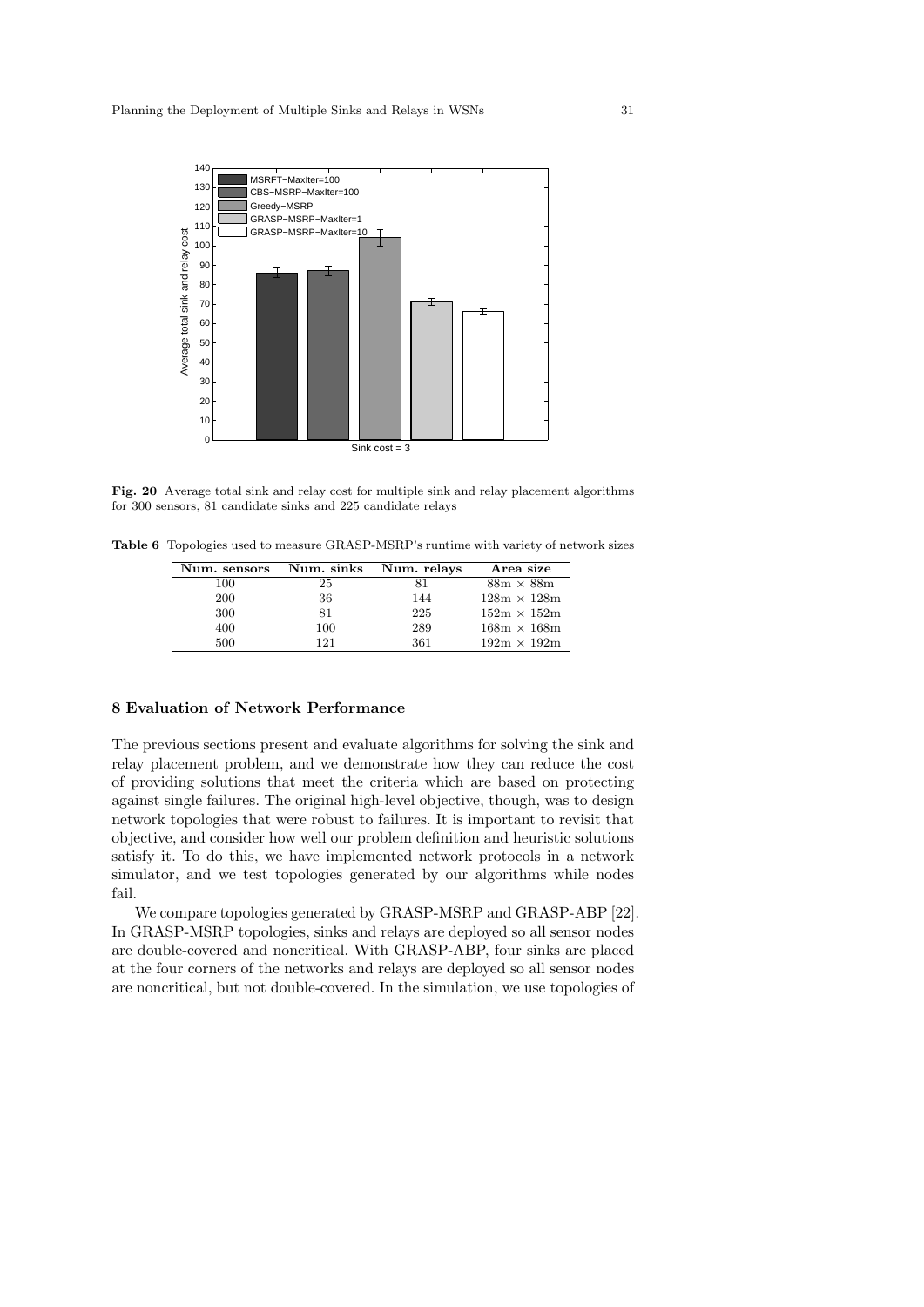**Fig. 20** Average total sink and relay cost for multiple sink and relay placement algorithms for 300 sensors, 81 candidate sinks and 225 candidate relays

**Table 6** Topologies used to measure GRASP-MSRP's runtime with variety of network sizes

| Num. sensors | Num. sinks | Num. relays | Area size |
|---|---|---|---|
| 100 | 25 | 81 | 88m × 88m |
| 200 | 36 | 144 | 128m × 128m |
| 300 | 81 | 225 | 152m × 152m |
| 400 | 100 | 289 | 168m × 168m |
| 500 | 121 | 361 | 192m × 192m |

## 8 Evaluation of Network Performance

The previous sections present and evaluate algorithms for solving the sink and relay placement problem, and we demonstrate how they can reduce the cost of providing solutions that meet the criteria which are based on protecting against single failures. The original high-level objective, though, was to design network topologies that were robust to failures. It is important to revisit that objective, and consider how well our problem definition and heuristic solutions satisfy it. To do this, we have implemented network protocols in a network simulator, and we test topologies generated by our algorithms while nodes fail.

We compare topologies generated by GRASP-MSRP and GRASP-ABP [22]. In GRASP-MSRP topologies, sinks and relays are deployed so all sensor nodes are double-covered and noncritical. With GRASP-ABP, four sinks are placed at the four corners of the networks and relays are deployed so all sensor nodes are noncritical, but not double-covered. In the simulation, we use topologies of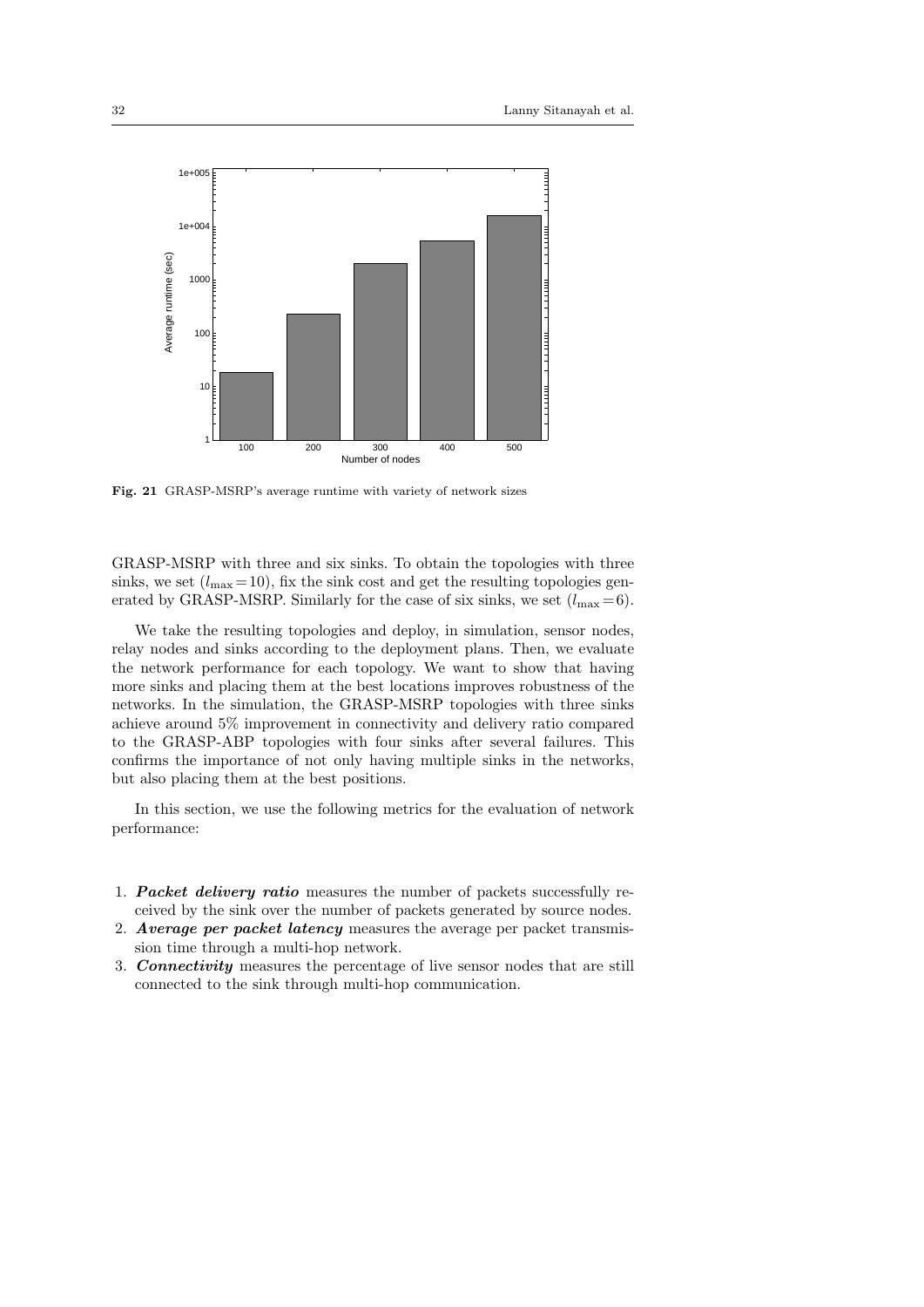Fig. 21 GRASP-MSRP's average runtime with variety of network sizes

GRASP-MSRP with three and six sinks. To obtain the topologies with three sinks, we set ($l_{\max} = 10$), fix the sink cost and get the resulting topologies generated by GRASP-MSRP. Similarly for the case of six sinks, we set ($l_{\max} = 6$).

We take the resulting topologies and deploy, in simulation, sensor nodes, relay nodes and sinks according to the deployment plans. Then, we evaluate the network performance for each topology. We want to show that having more sinks and placing them at the best locations improves robustness of the networks. In the simulation, the GRASP-MSRP topologies with three sinks achieve around 5% improvement in connectivity and delivery ratio compared to the GRASP-ABP topologies with four sinks after several failures. This confirms the importance of not only having multiple sinks in the networks, but also placing them at the best positions.

In this section, we use the following metrics for the evaluation of network performance:

1. ***Packet delivery ratio*** measures the number of packets successfully received by the sink over the number of packets generated by source nodes.
2. ***Average per packet latency*** measures the average per packet transmission time through a multi-hop network.
3. ***Connectivity*** measures the percentage of live sensor nodes that are still connected to the sink through multi-hop communication.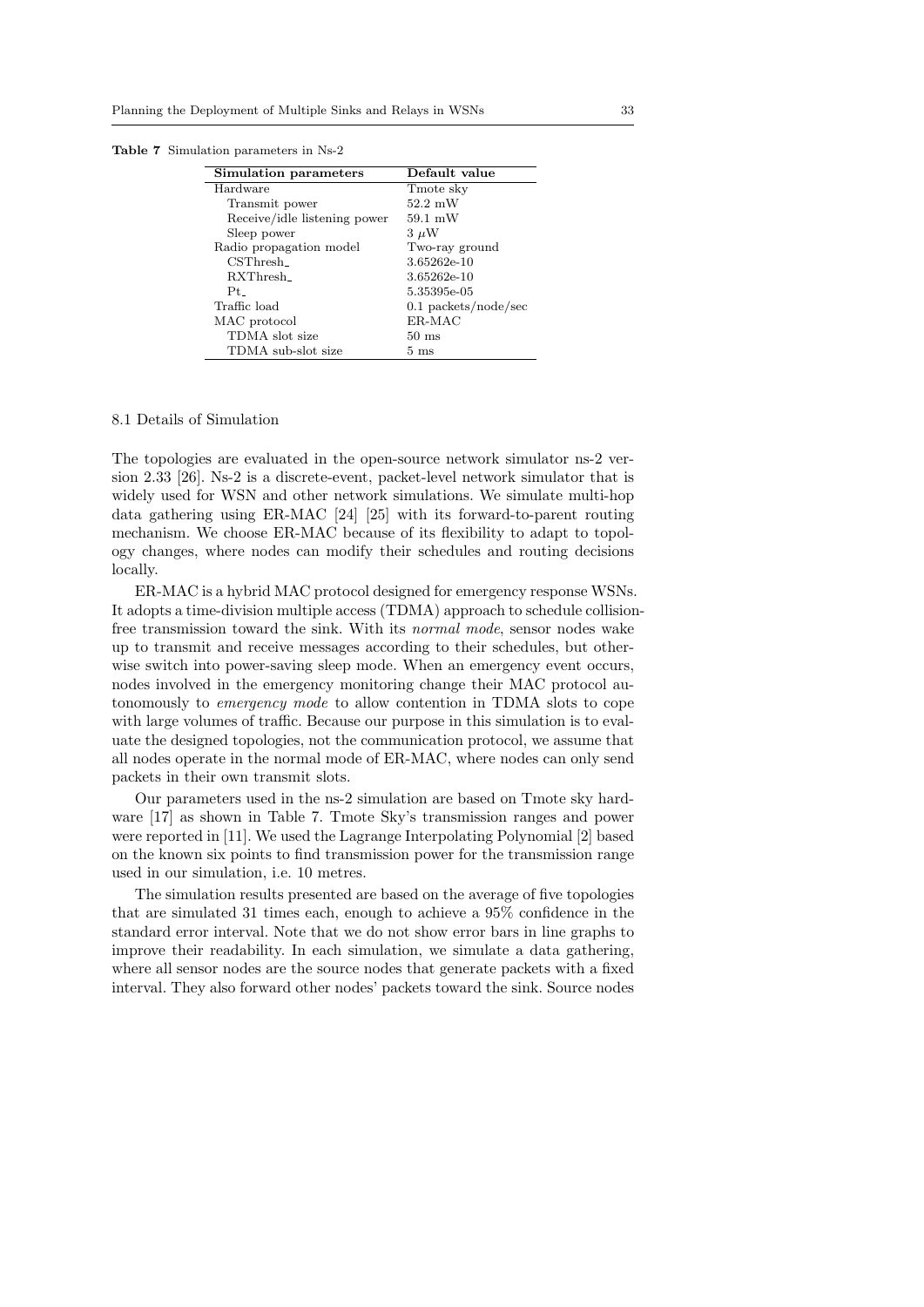**Table 7** Simulation parameters in Ns-2

| Simulation parameters | Default value |
|---|---|
| Hardware | Tmote sky |
| Transmit power | 52.2 mW |
| Receive/idle listening power | 59.1 mW |
| Sleep power | 3 $\mu$W |
| Radio propagation model | Two-ray ground |
| CSThresh_ | 3.65262e-10 |
| RXThresh_ | 3.65262e-10 |
| Pt_ | 5.35395e-05 |
| Traffic load | 0.1 packets/node/sec |
| MAC protocol | ER-MAC |
| TDMA slot size | 50 ms |
| TDMA sub-slot size | 5 ms |

### 8.1 Details of Simulation

The topologies are evaluated in the open-source network simulator ns-2 version 2.33 [26]. Ns-2 is a discrete-event, packet-level network simulator that is widely used for WSN and other network simulations. We simulate multi-hop data gathering using ER-MAC [24] [25] with its forward-to-parent routing mechanism. We choose ER-MAC because of its flexibility to adapt to topology changes, where nodes can modify their schedules and routing decisions locally.

ER-MAC is a hybrid MAC protocol designed for emergency response WSNs. It adopts a time-division multiple access (TDMA) approach to schedule collision-free transmission toward the sink. With its *normal mode*, sensor nodes wake up to transmit and receive messages according to their schedules, but otherwise switch into power-saving sleep mode. When an emergency event occurs, nodes involved in the emergency monitoring change their MAC protocol autonomously to *emergency mode* to allow contention in TDMA slots to cope with large volumes of traffic. Because our purpose in this simulation is to evaluate the designed topologies, not the communication protocol, we assume that all nodes operate in the normal mode of ER-MAC, where nodes can only send packets in their own transmit slots.

Our parameters used in the ns-2 simulation are based on Tmote sky hardware [17] as shown in Table 7. Tmote Sky's transmission ranges and power were reported in [11]. We used the Lagrange Interpolating Polynomial [2] based on the known six points to find transmission power for the transmission range used in our simulation, i.e. 10 metres.

The simulation results presented are based on the average of five topologies that are simulated 31 times each, enough to achieve a 95% confidence in the standard error interval. Note that we do not show error bars in line graphs to improve their readability. In each simulation, we simulate a data gathering, where all sensor nodes are the source nodes that generate packets with a fixed interval. They also forward other nodes' packets toward the sink. Source nodes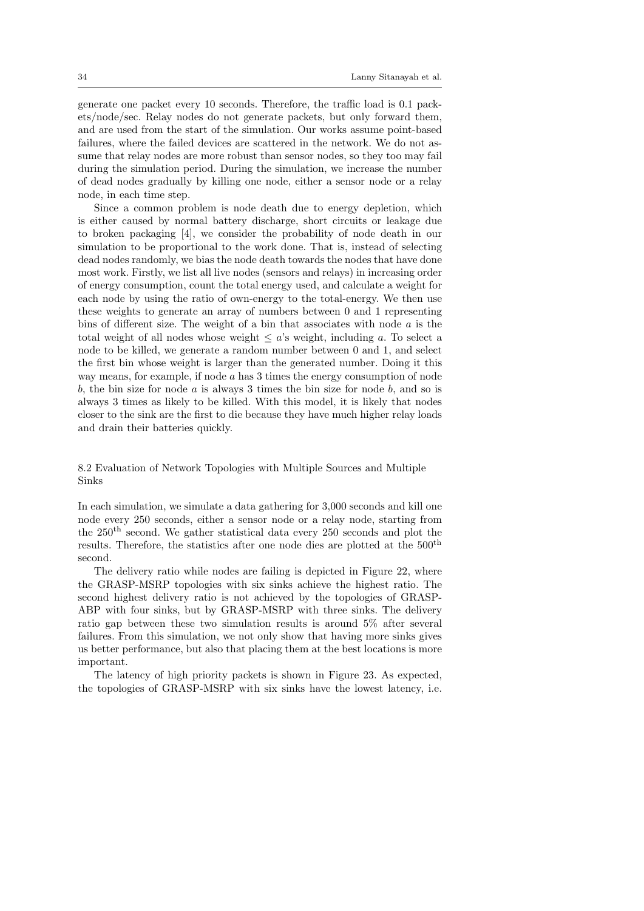generate one packet every 10 seconds. Therefore, the traffic load is 0.1 packets/node/sec. Relay nodes do not generate packets, but only forward them, and are used from the start of the simulation. Our works assume point-based failures, where the failed devices are scattered in the network. We do not assume that relay nodes are more robust than sensor nodes, so they too may fail during the simulation period. During the simulation, we increase the number of dead nodes gradually by killing one node, either a sensor node or a relay node, in each time step.

Since a common problem is node death due to energy depletion, which is either caused by normal battery discharge, short circuits or leakage due to broken packaging [4], we consider the probability of node death in our simulation to be proportional to the work done. That is, instead of selecting dead nodes randomly, we bias the node death towards the nodes that have done most work. Firstly, we list all live nodes (sensors and relays) in increasing order of energy consumption, count the total energy used, and calculate a weight for each node by using the ratio of own-energy to the total-energy. We then use these weights to generate an array of numbers between 0 and 1 representing bins of different size. The weight of a bin that associates with node $a$ is the total weight of all nodes whose weight $\leq a$'s weight, including $a$. To select a node to be killed, we generate a random number between 0 and 1, and select the first bin whose weight is larger than the generated number. Doing it this way means, for example, if node $a$ has 3 times the energy consumption of node $b$, the bin size for node $a$ is always 3 times the bin size for node $b$, and so is always 3 times as likely to be killed. With this model, it is likely that nodes closer to the sink are the first to die because they have much higher relay loads and drain their batteries quickly.

### 8.2 Evaluation of Network Topologies with Multiple Sources and Multiple Sinks

In each simulation, we simulate a data gathering for 3,000 seconds and kill one node every 250 seconds, either a sensor node or a relay node, starting from the 250$^{\text{th}}$ second. We gather statistical data every 250 seconds and plot the results. Therefore, the statistics after one node dies are plotted at the 500$^{\text{th}}$ second.

The delivery ratio while nodes are failing is depicted in Figure 22, where the GRASP-MSRP topologies with six sinks achieve the highest ratio. The second highest delivery ratio is not achieved by the topologies of GRASP-ABP with four sinks, but by GRASP-MSRP with three sinks. The delivery ratio gap between these two simulation results is around 5% after several failures. From this simulation, we not only show that having more sinks gives us better performance, but also that placing them at the best locations is more important.

The latency of high priority packets is shown in Figure 23. As expected, the topologies of GRASP-MSRP with six sinks have the lowest latency, i.e.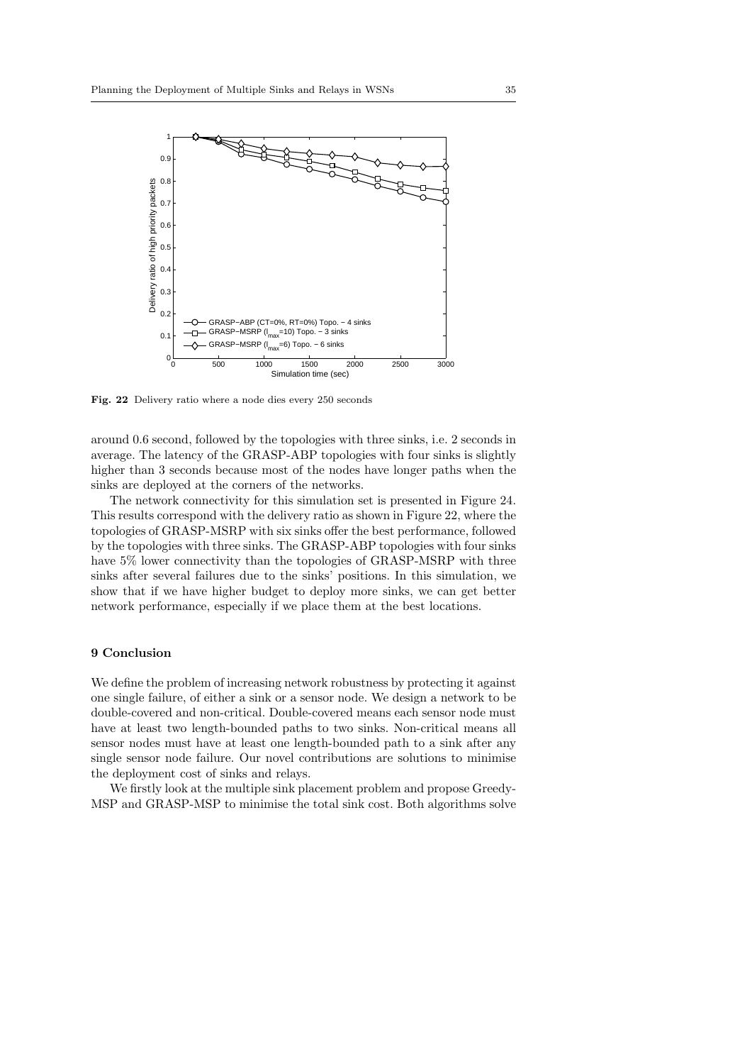Fig. 22 Delivery ratio where a node dies every 250 seconds

around 0.6 second, followed by the topologies with three sinks, i.e. 2 seconds in average. The latency of the GRASP-ABP topologies with four sinks is slightly higher than 3 seconds because most of the nodes have longer paths when the sinks are deployed at the corners of the networks.

The network connectivity for this simulation set is presented in Figure 24. This results correspond with the delivery ratio as shown in Figure 22, where the topologies of GRASP-MSRP with six sinks offer the best performance, followed by the topologies with three sinks. The GRASP-ABP topologies with four sinks have 5% lower connectivity than the topologies of GRASP-MSRP with three sinks after several failures due to the sinks' positions. In this simulation, we show that if we have higher budget to deploy more sinks, we can get better network performance, especially if we place them at the best locations.

## 9 Conclusion

We define the problem of increasing network robustness by protecting it against one single failure, of either a sink or a sensor node. We design a network to be double-covered and non-critical. Double-covered means each sensor node must have at least two length-bounded paths to two sinks. Non-critical means all sensor nodes must have at least one length-bounded path to a sink after any single sensor node failure. Our novel contributions are solutions to minimise the deployment cost of sinks and relays.

We firstly look at the multiple sink placement problem and propose Greedy-MSP and GRASP-MSP to minimise the total sink cost. Both algorithms solve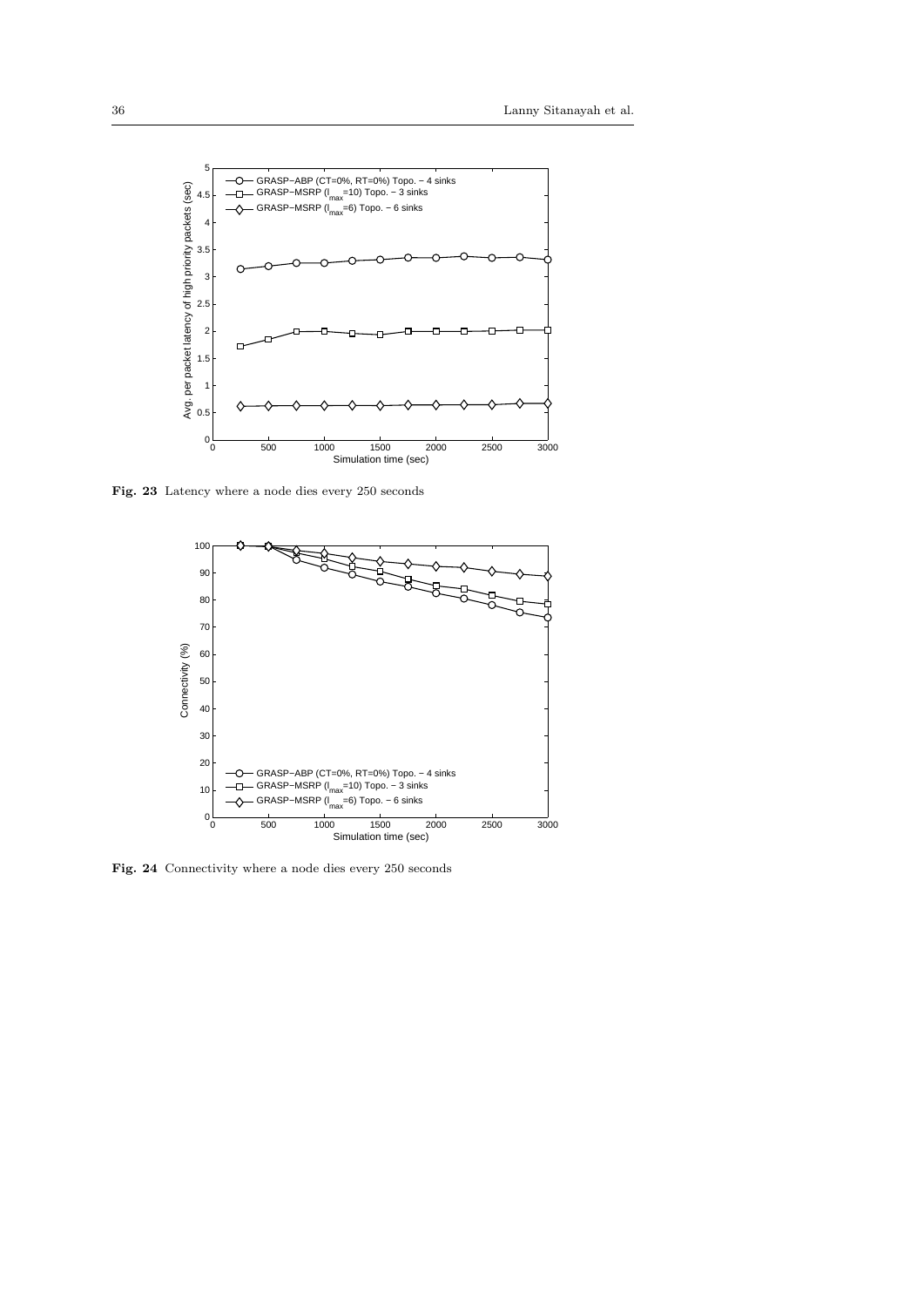**Fig. 23** Latency where a node dies every 250 seconds

**Fig. 24** Connectivity where a node dies every 250 seconds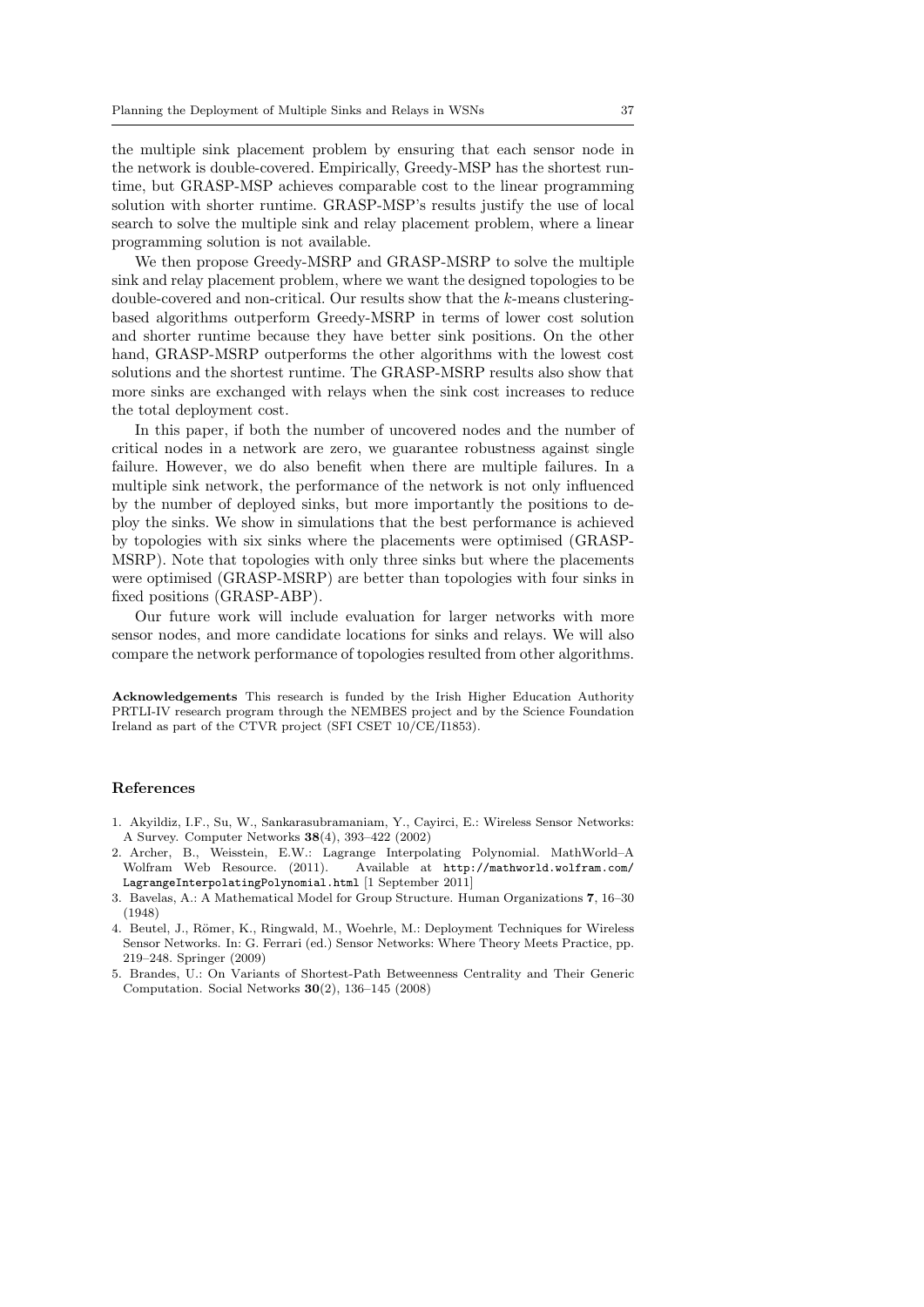the multiple sink placement problem by ensuring that each sensor node in the network is double-covered. Empirically, Greedy-MSP has the shortest runtime, but GRASP-MSP achieves comparable cost to the linear programming solution with shorter runtime. GRASP-MSP's results justify the use of local search to solve the multiple sink and relay placement problem, where a linear programming solution is not available.

We then propose Greedy-MSRP and GRASP-MSRP to solve the multiple sink and relay placement problem, where we want the designed topologies to be double-covered and non-critical. Our results show that the $k$-means clustering-based algorithms outperform Greedy-MSRP in terms of lower cost solution and shorter runtime because they have better sink positions. On the other hand, GRASP-MSRP outperforms the other algorithms with the lowest cost solutions and the shortest runtime. The GRASP-MSRP results also show that more sinks are exchanged with relays when the sink cost increases to reduce the total deployment cost.

In this paper, if both the number of uncovered nodes and the number of critical nodes in a network are zero, we guarantee robustness against single failure. However, we do also benefit when there are multiple failures. In a multiple sink network, the performance of the network is not only influenced by the number of deployed sinks, but more importantly the positions to deploy the sinks. We show in simulations that the best performance is achieved by topologies with six sinks where the placements were optimised (GRASP-MSRP). Note that topologies with only three sinks but where the placements were optimised (GRASP-MSRP) are better than topologies with four sinks in fixed positions (GRASP-ABP).

Our future work will include evaluation for larger networks with more sensor nodes, and more candidate locations for sinks and relays. We will also compare the network performance of topologies resulted from other algorithms.

**Acknowledgements** This research is funded by the Irish Higher Education Authority PRTLI-IV research program through the NEMBES project and by the Science Foundation Ireland as part of the CTVR project (SFI CSET 10/CE/I1853).

## References

1. Akyildiz, I.F., Su, W., Sankarasubramaniam, Y., Cayirci, E.: Wireless Sensor Networks: A Survey. Computer Networks **38**(4), 393–422 (2002)
2. Archer, B., Weisstein, E.W.: Lagrange Interpolating Polynomial. MathWorld–A Wolfram Web Resource. (2011). Available at `http://mathworld.wolfram.com/LagrangeInterpolatingPolynomial.html` [1 September 2011]
3. Bavelas, A.: A Mathematical Model for Group Structure. Human Organizations **7**, 16–30 (1948)
4. Beutel, J., Römer, K., Ringwald, M., Woehrle, M.: Deployment Techniques for Wireless Sensor Networks. In: G. Ferrari (ed.) Sensor Networks: Where Theory Meets Practice, pp. 219–248. Springer (2009)
5. Brandes, U.: On Variants of Shortest-Path Betweenness Centrality and Their Generic Computation. Social Networks **30**(2), 136–145 (2008)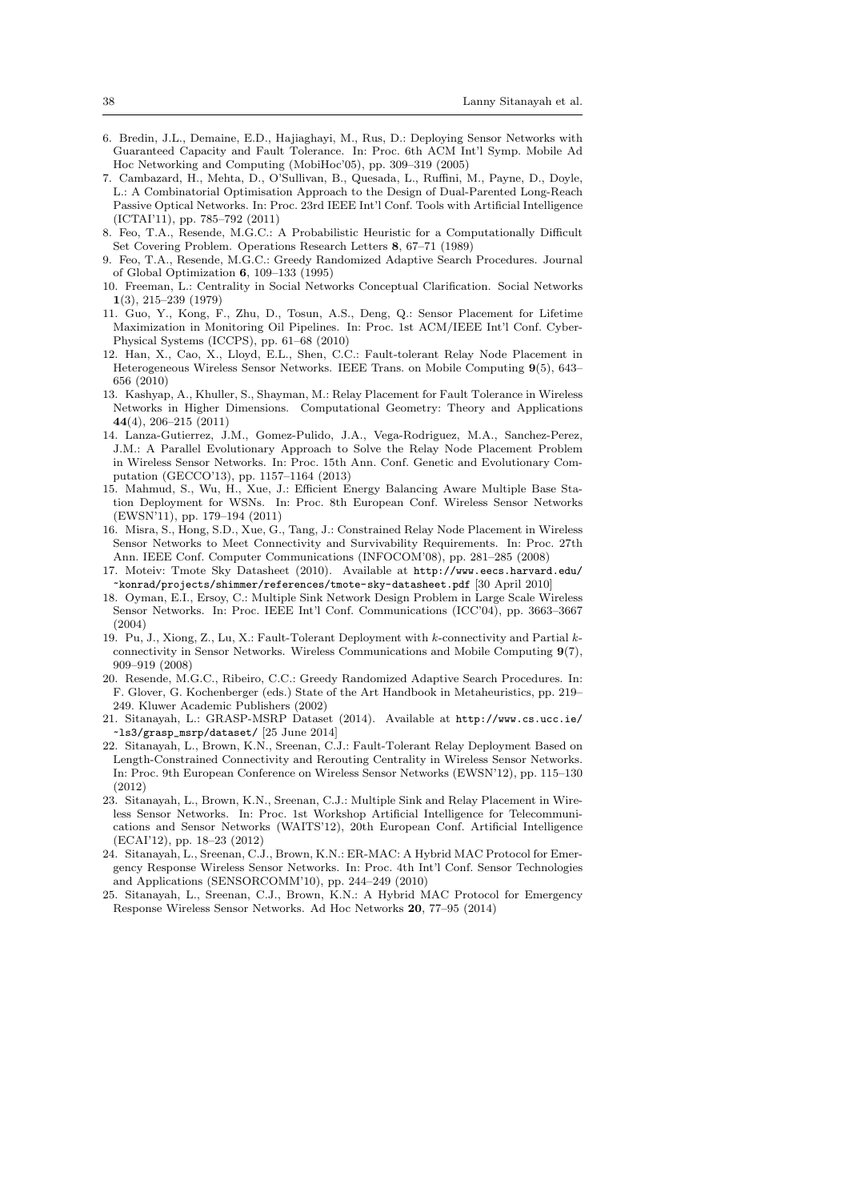6. Bredin, J.L., Demaine, E.D., Hajiaghayi, M., Rus, D.: Deploying Sensor Networks with Guaranteed Capacity and Fault Tolerance. In: Proc. 6th ACM Int'l Symp. Mobile Ad Hoc Networking and Computing (MobiHoc'05), pp. 309–319 (2005)
7. Cambazard, H., Mehta, D., O'Sullivan, B., Quesada, L., Ruffini, M., Payne, D., Doyle, L.: A Combinatorial Optimisation Approach to the Design of Dual-Parented Long-Reach Passive Optical Networks. In: Proc. 23rd IEEE Int'l Conf. Tools with Artificial Intelligence (ICTAI'11), pp. 785–792 (2011)
8. Feo, T.A., Resende, M.G.C.: A Probabilistic Heuristic for a Computationally Difficult Set Covering Problem. Operations Research Letters **8**, 67–71 (1989)
9. Feo, T.A., Resende, M.G.C.: Greedy Randomized Adaptive Search Procedures. Journal of Global Optimization **6**, 109–133 (1995)
10. Freeman, L.: Centrality in Social Networks Conceptual Clarification. Social Networks **1**(3), 215–239 (1979)
11. Guo, Y., Kong, F., Zhu, D., Tosun, A.S., Deng, Q.: Sensor Placement for Lifetime Maximization in Monitoring Oil Pipelines. In: Proc. 1st ACM/IEEE Int'l Conf. Cyber-Physical Systems (ICCPS), pp. 61–68 (2010)
12. Han, X., Cao, X., Lloyd, E.L., Shen, C.C.: Fault-tolerant Relay Node Placement in Heterogeneous Wireless Sensor Networks. IEEE Trans. on Mobile Computing **9**(5), 643–656 (2010)
13. Kashyap, A., Khuller, S., Shayman, M.: Relay Placement for Fault Tolerance in Wireless Networks in Higher Dimensions. Computational Geometry: Theory and Applications **44**(4), 206–215 (2011)
14. Lanza-Gutierrez, J.M., Gomez-Pulido, J.A., Vega-Rodriguez, M.A., Sanchez-Perez, J.M.: A Parallel Evolutionary Approach to Solve the Relay Node Placement Problem in Wireless Sensor Networks. In: Proc. 15th Ann. Conf. Genetic and Evolutionary Computation (GECCO'13), pp. 1157–1164 (2013)
15. Mahmud, S., Wu, H., Xue, J.: Efficient Energy Balancing Aware Multiple Base Station Deployment for WSNs. In: Proc. 8th European Conf. Wireless Sensor Networks (EWSN'11), pp. 179–194 (2011)
16. Misra, S., Hong, S.D., Xue, G., Tang, J.: Constrained Relay Node Placement in Wireless Sensor Networks to Meet Connectivity and Survivability Requirements. In: Proc. 27th Ann. IEEE Conf. Computer Communications (INFOCOM'08), pp. 281–285 (2008)
17. Moteiv: Tmote Sky Datasheet (2010). Available at http://www.eecs.harvard.edu/~konrad/projects/shimmer/references/tmote-sky-datasheet.pdf [30 April 2010]
18. Oyman, E.I., Ersoy, C.: Multiple Sink Network Design Problem in Large Scale Wireless Sensor Networks. In: Proc. IEEE Int'l Conf. Communications (ICC'04), pp. 3663–3667 (2004)
19. Pu, J., Xiong, Z., Lu, X.: Fault-Tolerant Deployment with $k$-connectivity and Partial $k$-connectivity in Sensor Networks. Wireless Communications and Mobile Computing **9**(7), 909–919 (2008)
20. Resende, M.G.C., Ribeiro, C.C.: Greedy Randomized Adaptive Search Procedures. In: F. Glover, G. Kochenberger (eds.) State of the Art Handbook in Metaheuristics, pp. 219–249. Kluwer Academic Publishers (2002)
21. Sitanayah, L.: GRASP-MSRP Dataset (2014). Available at http://www.cs.ucc.ie/~ls3/grasp_msrp/dataset/ [25 June 2014]
22. Sitanayah, L., Brown, K.N., Sreenan, C.J.: Fault-Tolerant Relay Deployment Based on Length-Constrained Connectivity and Rerouting Centrality in Wireless Sensor Networks. In: Proc. 9th European Conference on Wireless Sensor Networks (EWSN'12), pp. 115–130 (2012)
23. Sitanayah, L., Brown, K.N., Sreenan, C.J.: Multiple Sink and Relay Placement in Wireless Sensor Networks. In: Proc. 1st Workshop Artificial Intelligence for Telecommunications and Sensor Networks (WAITS'12), 20th European Conf. Artificial Intelligence (ECAI'12), pp. 18–23 (2012)
24. Sitanayah, L., Sreenan, C.J., Brown, K.N.: ER-MAC: A Hybrid MAC Protocol for Emergency Response Wireless Sensor Networks. In: Proc. 4th Int'l Conf. Sensor Technologies and Applications (SENSORCOMM'10), pp. 244–249 (2010)
25. Sitanayah, L., Sreenan, C.J., Brown, K.N.: A Hybrid MAC Protocol for Emergency Response Wireless Sensor Networks. Ad Hoc Networks **20**, 77–95 (2014)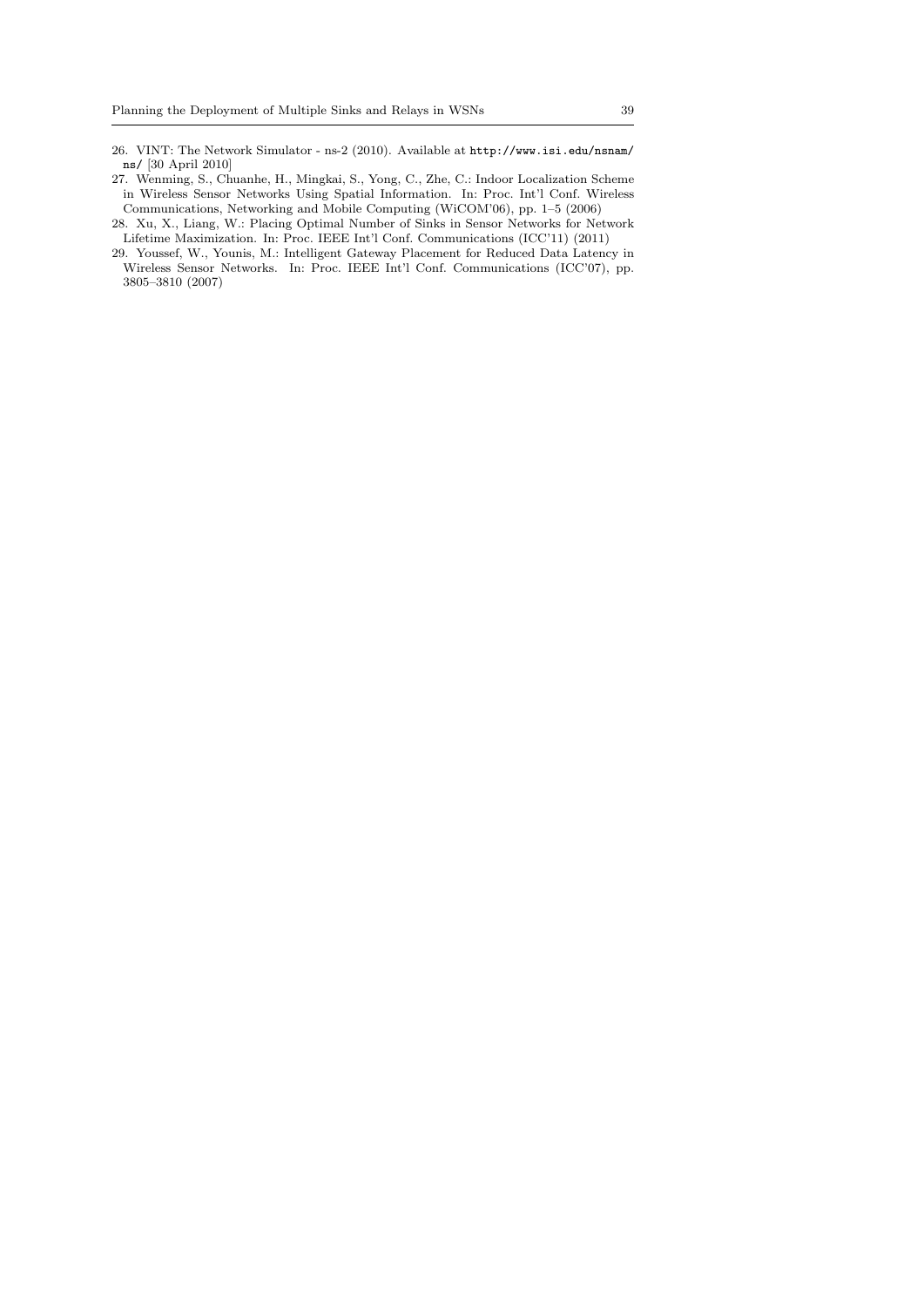26. VINT: The Network Simulator - ns-2 (2010). Available at http://www.isi.edu/nsnam/ns/ [30 April 2010]
27. Wenming, S., Chuanhe, H., Mingkai, S., Yong, C., Zhe, C.: Indoor Localization Scheme in Wireless Sensor Networks Using Spatial Information. In: Proc. Int'l Conf. Wireless Communications, Networking and Mobile Computing (WiCOM'06), pp. 1–5 (2006)
28. Xu, X., Liang, W.: Placing Optimal Number of Sinks in Sensor Networks for Network Lifetime Maximization. In: Proc. IEEE Int'l Conf. Communications (ICC'11) (2011)
29. Youssef, W., Younis, M.: Intelligent Gateway Placement for Reduced Data Latency in Wireless Sensor Networks. In: Proc. IEEE Int'l Conf. Communications (ICC'07), pp. 3805–3810 (2007)